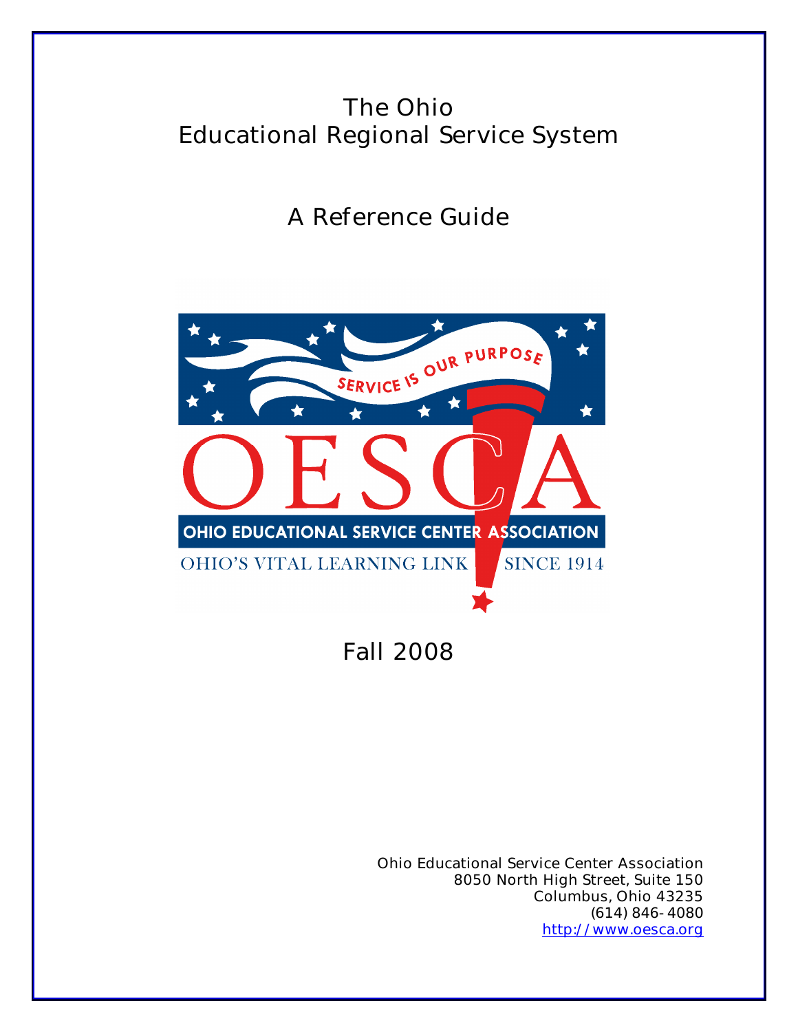# The Ohio Educational Regional Service System

## A Reference Guide

SERVICE IS OUR PURPOSE

OESCA

OHIO EDUCATIONAL SERVICE CENTER ASSOCIATION

OHIO'S VITAL LEARNING LINK SINCE 1914

Fall 2008

Ohio Educational Service Center Association
8050 North High Street, Suite 150
Columbus, Ohio 43235
(614) 846-4080
http://www.oesca.org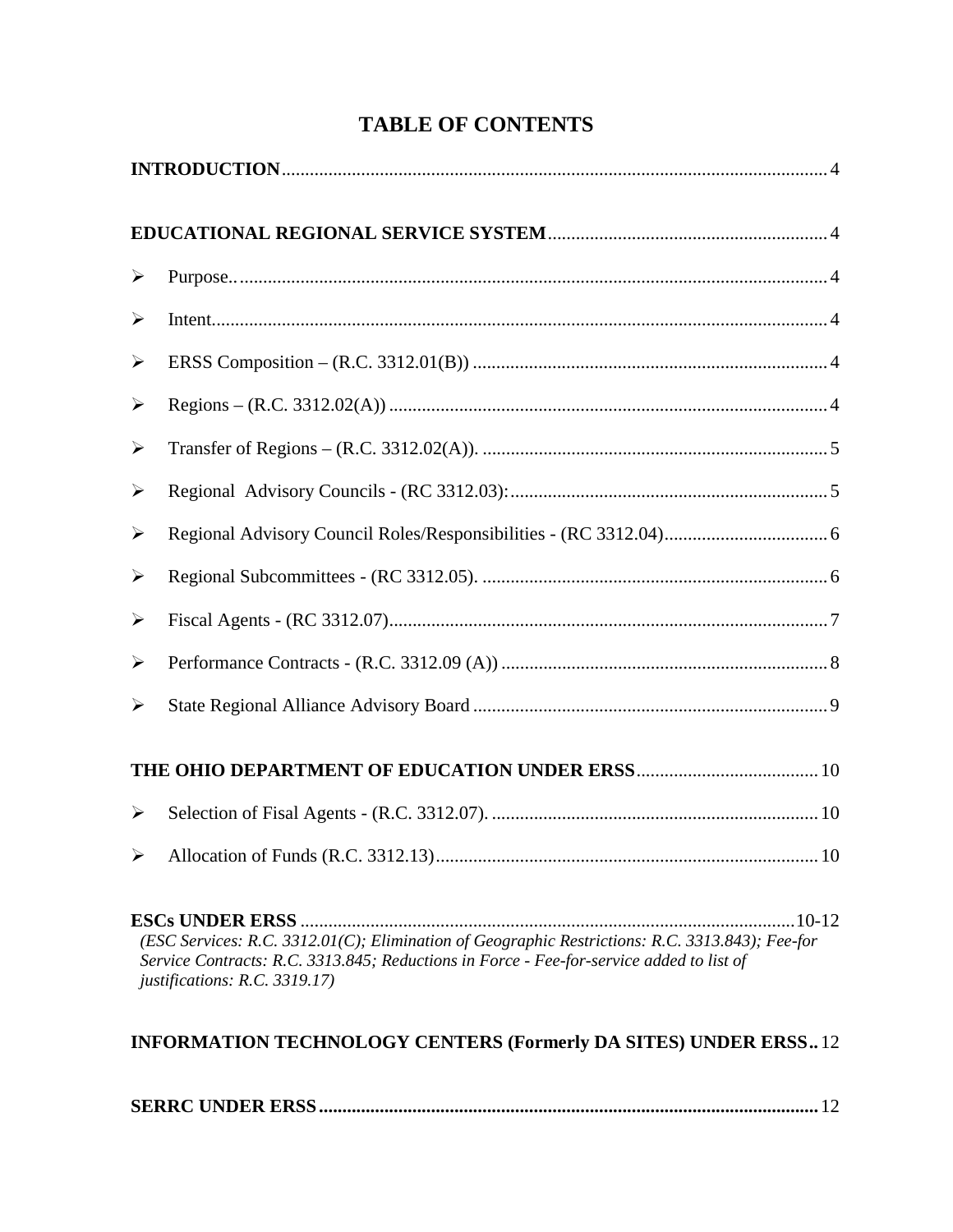# TABLE OF CONTENTS

**INTRODUCTION** .... 4

**EDUCATIONAL REGIONAL SERVICE SYSTEM** .... 4

- Purpose.. .... 4
- Intent. .... 4
- ERSS Composition – (R.C. 3312.01(B)) .... 4
- Regions – (R.C. 3312.02(A)) .... 4
- Transfer of Regions – (R.C. 3312.02(A)). .... 5
- Regional Advisory Councils - (RC 3312.03): .... 5
- Regional Advisory Council Roles/Responsibilities - (RC 3312.04) .... 6
- Regional Subcommittees - (RC 3312.05). .... 6
- Fiscal Agents - (RC 3312.07) .... 7
- Performance Contracts - (R.C. 3312.09 (A)) .... 8
- State Regional Alliance Advisory Board .... 9

**THE OHIO DEPARTMENT OF EDUCATION UNDER ERSS** .... 10

- Selection of Fisal Agents - (R.C. 3312.07). .... 10
- Allocation of Funds (R.C. 3312.13) .... 10

**ESCs UNDER ERSS** .... 10-12
*(ESC Services: R.C. 3312.01(C); Elimination of Geographic Restrictions: R.C. 3313.843); Fee-for Service Contracts: R.C. 3313.845; Reductions in Force - Fee-for-service added to list of justifications: R.C. 3319.17)*

**INFORMATION TECHNOLOGY CENTERS (Formerly DA SITES) UNDER ERSS** .. 12

**SERRC UNDER ERSS** .... 12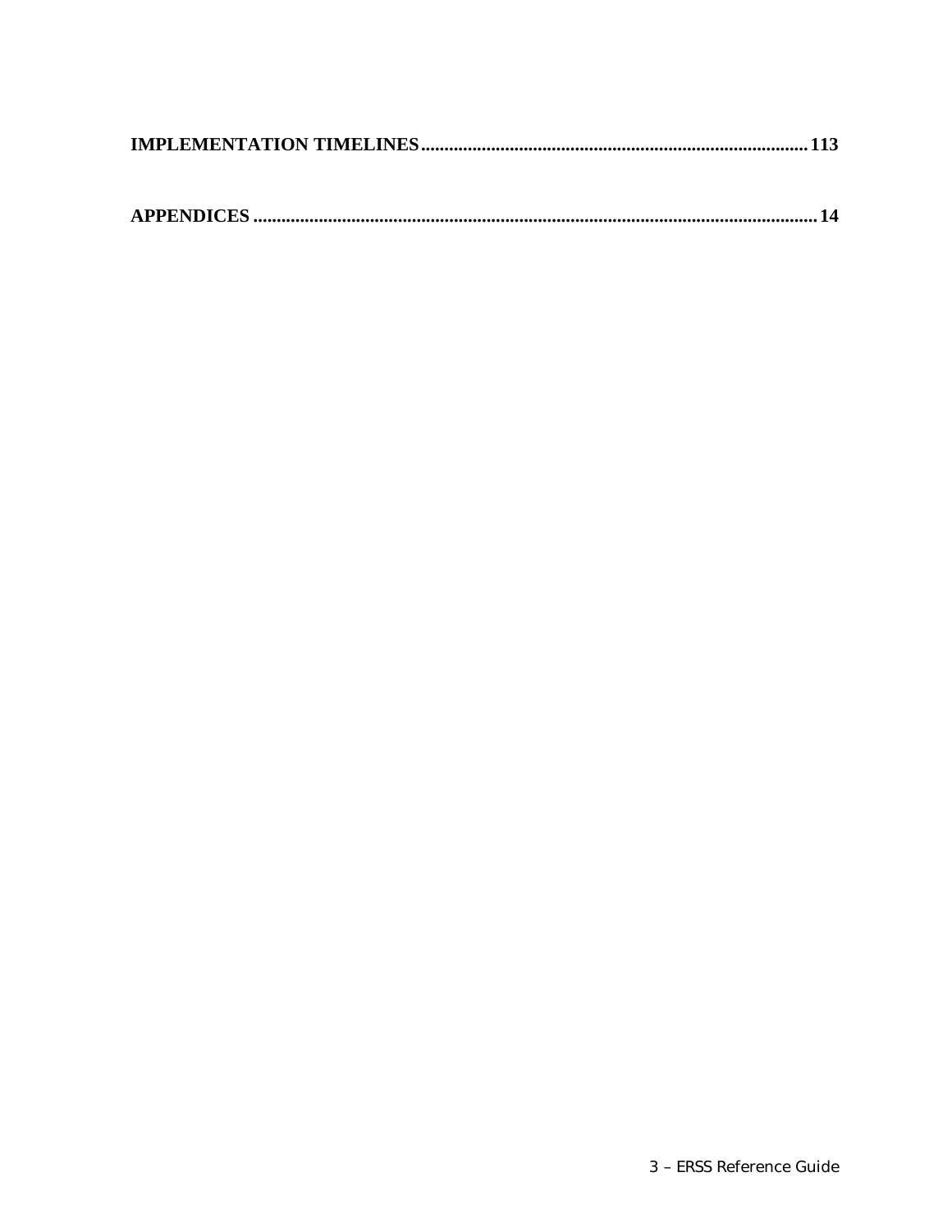**IMPLEMENTATION TIMELINES** ................................................................................... 113

**APPENDICES** ........................................................................................................... 14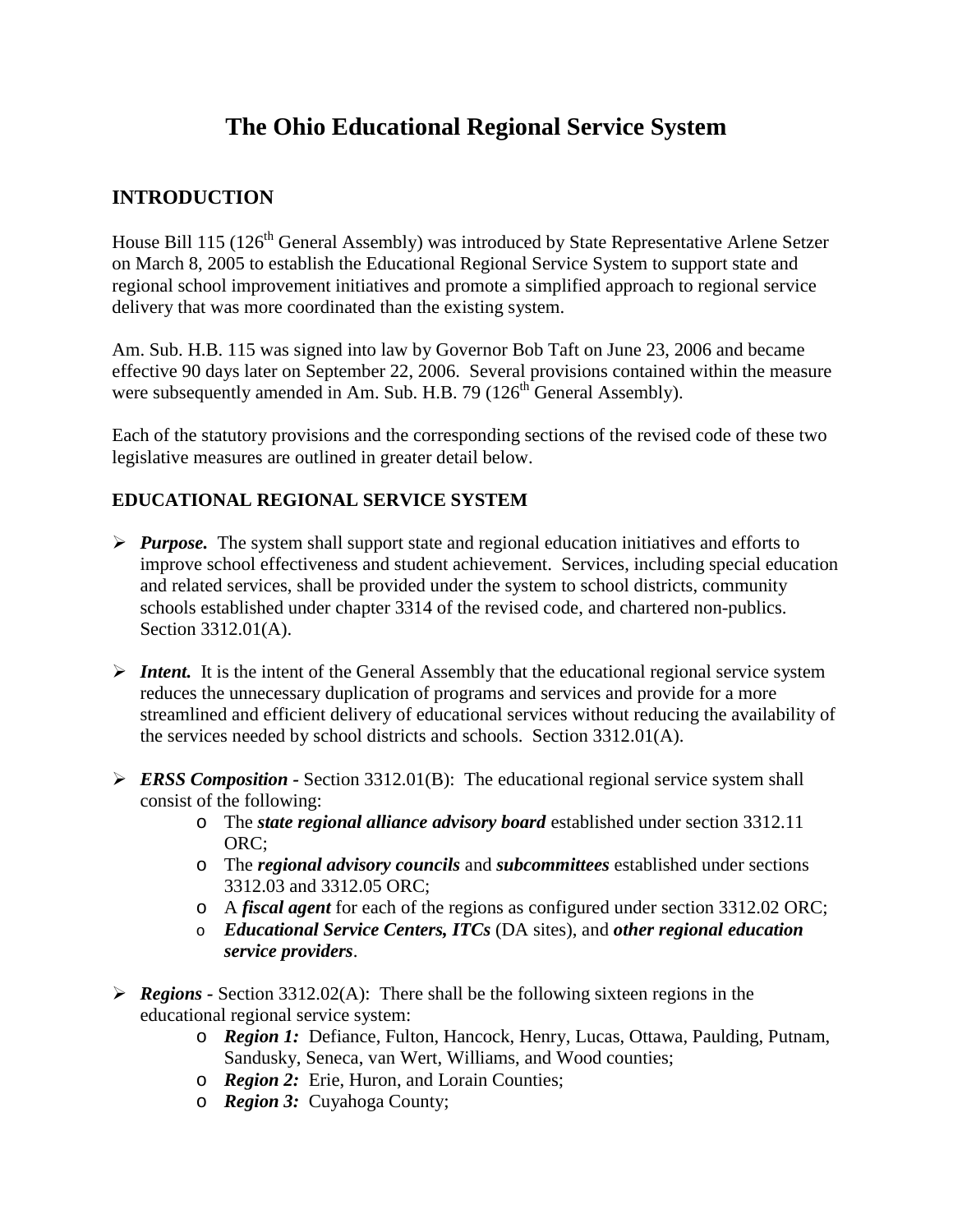# The Ohio Educational Regional Service System

## INTRODUCTION

House Bill 115 (126th General Assembly) was introduced by State Representative Arlene Setzer on March 8, 2005 to establish the Educational Regional Service System to support state and regional school improvement initiatives and promote a simplified approach to regional service delivery that was more coordinated than the existing system.

Am. Sub. H.B. 115 was signed into law by Governor Bob Taft on June 23, 2006 and became effective 90 days later on September 22, 2006. Several provisions contained within the measure were subsequently amended in Am. Sub. H.B. 79 (126th General Assembly).

Each of the statutory provisions and the corresponding sections of the revised code of these two legislative measures are outlined in greater detail below.

### EDUCATIONAL REGIONAL SERVICE SYSTEM

- ***Purpose.*** The system shall support state and regional education initiatives and efforts to improve school effectiveness and student achievement. Services, including special education and related services, shall be provided under the system to school districts, community schools established under chapter 3314 of the revised code, and chartered non-publics. Section 3312.01(A).

- ***Intent.*** It is the intent of the General Assembly that the educational regional service system reduces the unnecessary duplication of programs and services and provide for a more streamlined and efficient delivery of educational services without reducing the availability of the services needed by school districts and schools. Section 3312.01(A).

- ***ERSS Composition*** - Section 3312.01(B): The educational regional service system shall consist of the following:
  - The ***state regional alliance advisory board*** established under section 3312.11 ORC;
  - The ***regional advisory councils*** and ***subcommittees*** established under sections 3312.03 and 3312.05 ORC;
  - A ***fiscal agent*** for each of the regions as configured under section 3312.02 ORC;
  - ***Educational Service Centers, ITCs*** (DA sites), and ***other regional education service providers***.

- ***Regions*** - Section 3312.02(A): There shall be the following sixteen regions in the educational regional service system:
  - ***Region 1:*** Defiance, Fulton, Hancock, Henry, Lucas, Ottawa, Paulding, Putnam, Sandusky, Seneca, van Wert, Williams, and Wood counties;
  - ***Region 2:*** Erie, Huron, and Lorain Counties;
  - ***Region 3:*** Cuyahoga County;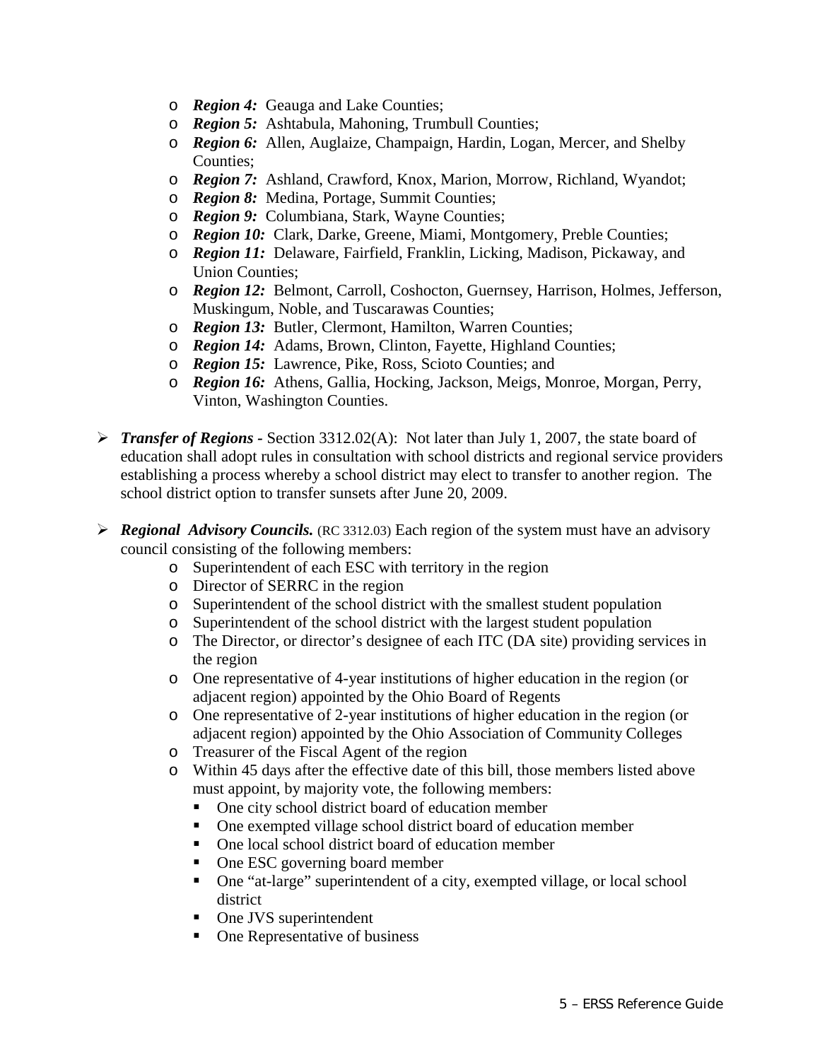- ***Region 4:*** Geauga and Lake Counties;
  - ***Region 5:*** Ashtabula, Mahoning, Trumbull Counties;
  - ***Region 6:*** Allen, Auglaize, Champaign, Hardin, Logan, Mercer, and Shelby Counties;
  - ***Region 7:*** Ashland, Crawford, Knox, Marion, Morrow, Richland, Wyandot;
  - ***Region 8:*** Medina, Portage, Summit Counties;
  - ***Region 9:*** Columbiana, Stark, Wayne Counties;
  - ***Region 10:*** Clark, Darke, Greene, Miami, Montgomery, Preble Counties;
  - ***Region 11:*** Delaware, Fairfield, Franklin, Licking, Madison, Pickaway, and Union Counties;
  - ***Region 12:*** Belmont, Carroll, Coshocton, Guernsey, Harrison, Holmes, Jefferson, Muskingum, Noble, and Tuscarawas Counties;
  - ***Region 13:*** Butler, Clermont, Hamilton, Warren Counties;
  - ***Region 14:*** Adams, Brown, Clinton, Fayette, Highland Counties;
  - ***Region 15:*** Lawrence, Pike, Ross, Scioto Counties; and
  - ***Region 16:*** Athens, Gallia, Hocking, Jackson, Meigs, Monroe, Morgan, Perry, Vinton, Washington Counties.

- ***Transfer of Regions*** - Section 3312.02(A): Not later than July 1, 2007, the state board of education shall adopt rules in consultation with school districts and regional service providers establishing a process whereby a school district may elect to transfer to another region. The school district option to transfer sunsets after June 20, 2009.

- ***Regional Advisory Councils.*** (RC 3312.03) Each region of the system must have an advisory council consisting of the following members:
  - Superintendent of each ESC with territory in the region
  - Director of SERRC in the region
  - Superintendent of the school district with the smallest student population
  - Superintendent of the school district with the largest student population
  - The Director, or director's designee of each ITC (DA site) providing services in the region
  - One representative of 4-year institutions of higher education in the region (or adjacent region) appointed by the Ohio Board of Regents
  - One representative of 2-year institutions of higher education in the region (or adjacent region) appointed by the Ohio Association of Community Colleges
  - Treasurer of the Fiscal Agent of the region
  - Within 45 days after the effective date of this bill, those members listed above must appoint, by majority vote, the following members:
    - One city school district board of education member
    - One exempted village school district board of education member
    - One local school district board of education member
    - One ESC governing board member
    - One "at-large" superintendent of a city, exempted village, or local school district
    - One JVS superintendent
    - One Representative of business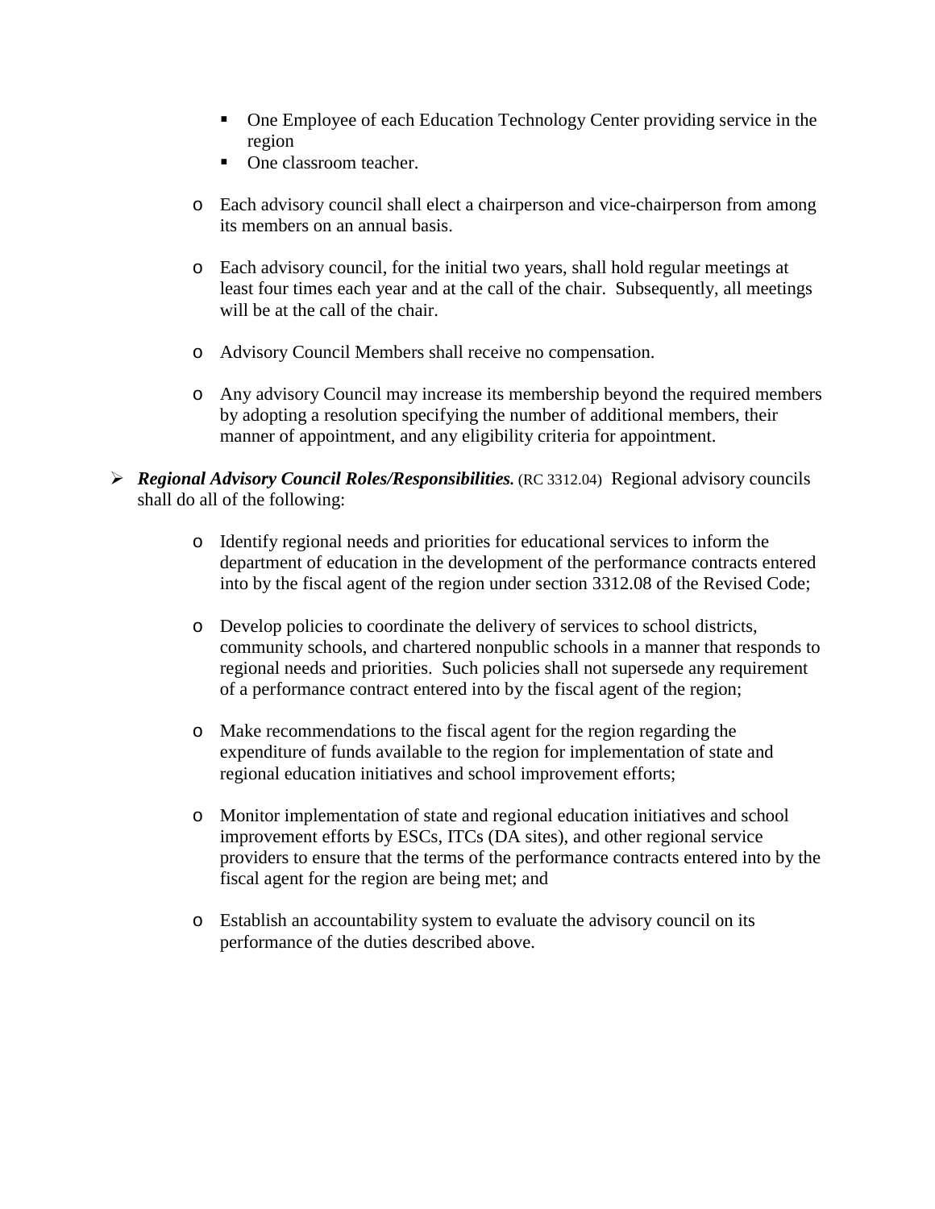- One Employee of each Education Technology Center providing service in the region
        - One classroom teacher.

    - Each advisory council shall elect a chairperson and vice-chairperson from among its members on an annual basis.

    - Each advisory council, for the initial two years, shall hold regular meetings at least four times each year and at the call of the chair. Subsequently, all meetings will be at the call of the chair.

    - Advisory Council Members shall receive no compensation.

    - Any advisory Council may increase its membership beyond the required members by adopting a resolution specifying the number of additional members, their manner of appointment, and any eligibility criteria for appointment.

- ***Regional Advisory Council Roles/Responsibilities.*** (RC 3312.04) Regional advisory councils shall do all of the following:

    - Identify regional needs and priorities for educational services to inform the department of education in the development of the performance contracts entered into by the fiscal agent of the region under section 3312.08 of the Revised Code;

    - Develop policies to coordinate the delivery of services to school districts, community schools, and chartered nonpublic schools in a manner that responds to regional needs and priorities. Such policies shall not supersede any requirement of a performance contract entered into by the fiscal agent of the region;

    - Make recommendations to the fiscal agent for the region regarding the expenditure of funds available to the region for implementation of state and regional education initiatives and school improvement efforts;

    - Monitor implementation of state and regional education initiatives and school improvement efforts by ESCs, ITCs (DA sites), and other regional service providers to ensure that the terms of the performance contracts entered into by the fiscal agent for the region are being met; and

    - Establish an accountability system to evaluate the advisory council on its performance of the duties described above.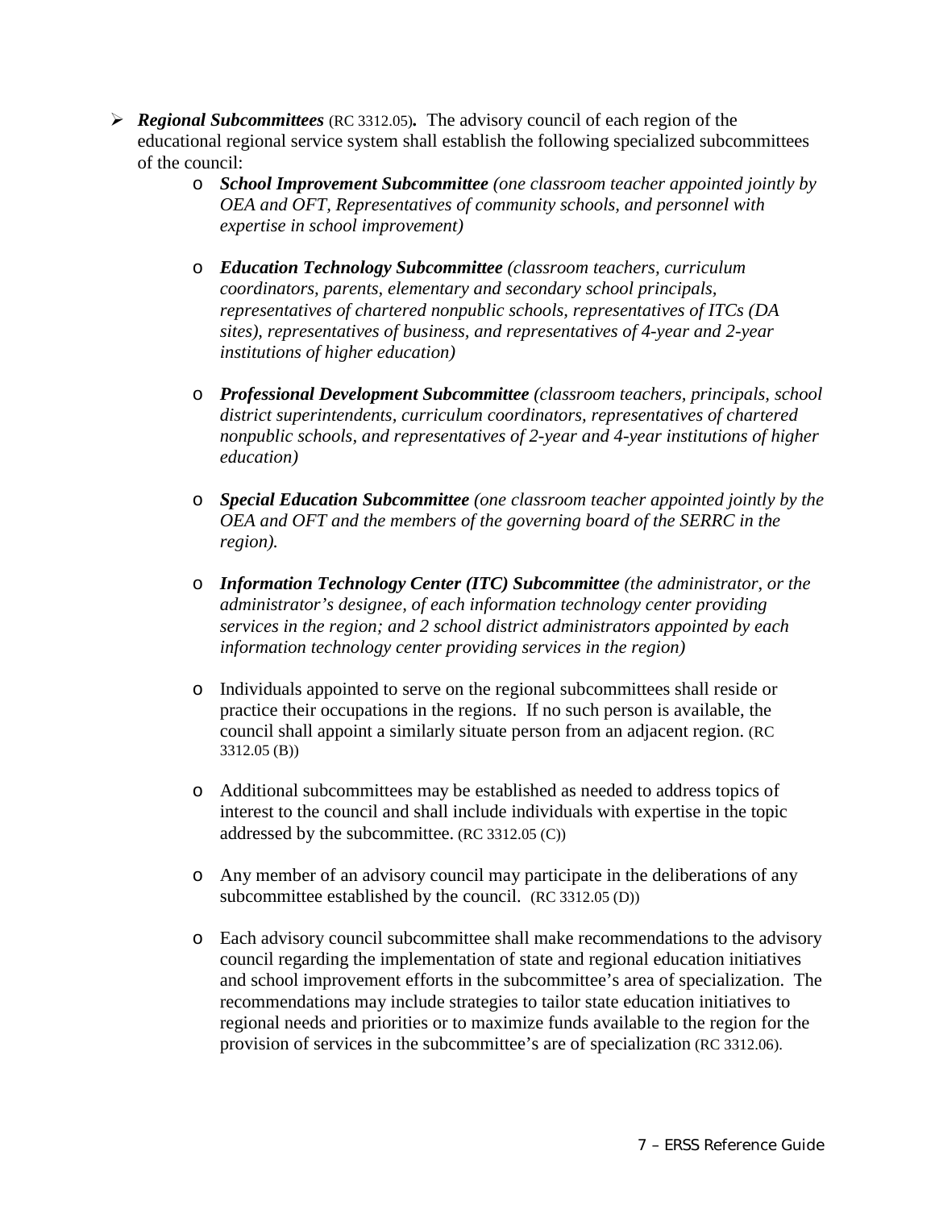- ***Regional Subcommittees*** (RC 3312.05)**.** The advisory council of each region of the educational regional service system shall establish the following specialized subcommittees of the council:
  - ***School Improvement Subcommittee*** *(one classroom teacher appointed jointly by OEA and OFT, Representatives of community schools, and personnel with expertise in school improvement)*
  - ***Education Technology Subcommittee*** *(classroom teachers, curriculum coordinators, parents, elementary and secondary school principals, representatives of chartered nonpublic schools, representatives of ITCs (DA sites), representatives of business, and representatives of 4-year and 2-year institutions of higher education)*
  - ***Professional Development Subcommittee*** *(classroom teachers, principals, school district superintendents, curriculum coordinators, representatives of chartered nonpublic schools, and representatives of 2-year and 4-year institutions of higher education)*
  - ***Special Education Subcommittee*** *(one classroom teacher appointed jointly by the OEA and OFT and the members of the governing board of the SERRC in the region).*
  - ***Information Technology Center (ITC) Subcommittee*** *(the administrator, or the administrator's designee, of each information technology center providing services in the region; and 2 school district administrators appointed by each information technology center providing services in the region)*
  - Individuals appointed to serve on the regional subcommittees shall reside or practice their occupations in the regions. If no such person is available, the council shall appoint a similarly situate person from an adjacent region. (RC 3312.05 (B))
  - Additional subcommittees may be established as needed to address topics of interest to the council and shall include individuals with expertise in the topic addressed by the subcommittee. (RC 3312.05 (C))
  - Any member of an advisory council may participate in the deliberations of any subcommittee established by the council. (RC 3312.05 (D))
  - Each advisory council subcommittee shall make recommendations to the advisory council regarding the implementation of state and regional education initiatives and school improvement efforts in the subcommittee's area of specialization. The recommendations may include strategies to tailor state education initiatives to regional needs and priorities or to maximize funds available to the region for the provision of services in the subcommittee's are of specialization (RC 3312.06).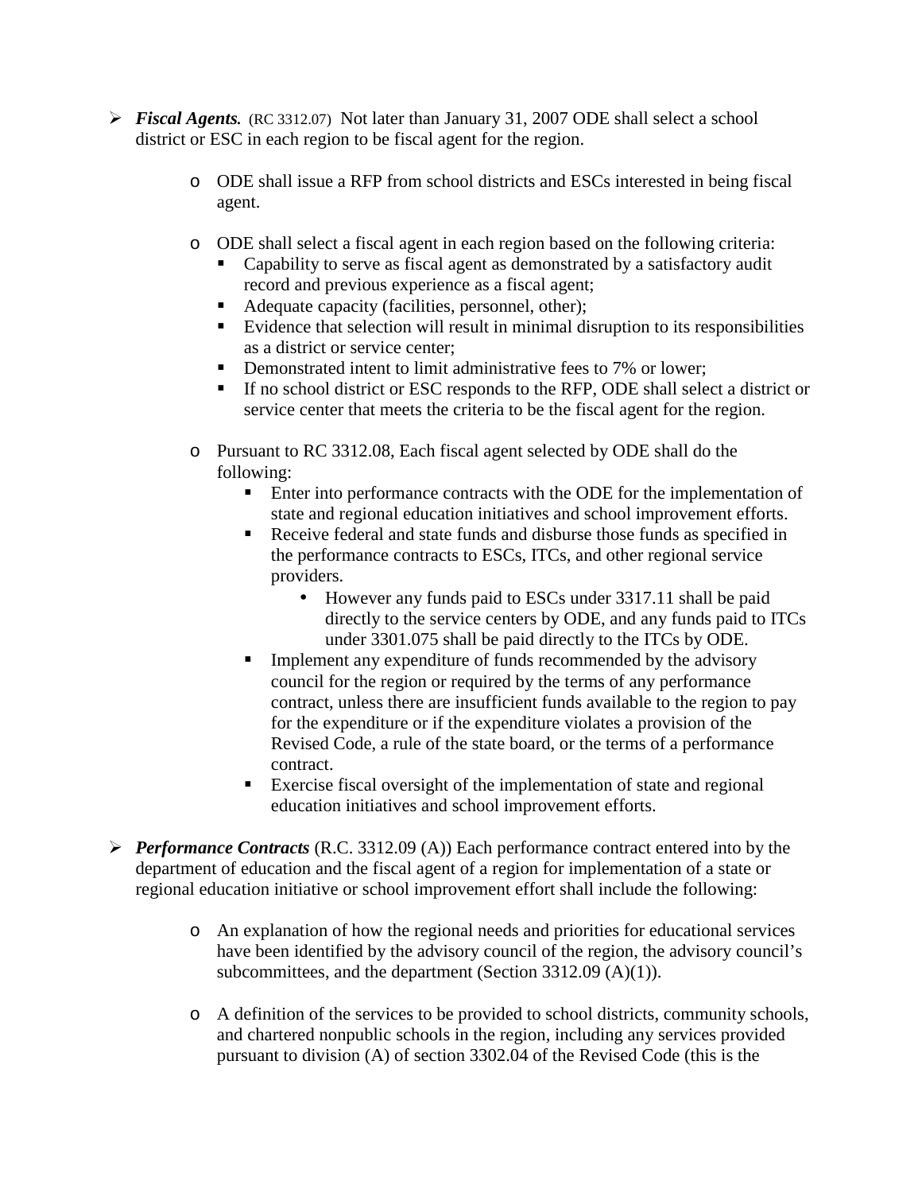- ***Fiscal Agents.*** (RC 3312.07) Not later than January 31, 2007 ODE shall select a school district or ESC in each region to be fiscal agent for the region.

  - ODE shall issue a RFP from school districts and ESCs interested in being fiscal agent.

  - ODE shall select a fiscal agent in each region based on the following criteria:
    - Capability to serve as fiscal agent as demonstrated by a satisfactory audit record and previous experience as a fiscal agent;
    - Adequate capacity (facilities, personnel, other);
    - Evidence that selection will result in minimal disruption to its responsibilities as a district or service center;
    - Demonstrated intent to limit administrative fees to 7% or lower;
    - If no school district or ESC responds to the RFP, ODE shall select a district or service center that meets the criteria to be the fiscal agent for the region.

  - Pursuant to RC 3312.08, Each fiscal agent selected by ODE shall do the following:
    - Enter into performance contracts with the ODE for the implementation of state and regional education initiatives and school improvement efforts.
    - Receive federal and state funds and disburse those funds as specified in the performance contracts to ESCs, ITCs, and other regional service providers.
      - However any funds paid to ESCs under 3317.11 shall be paid directly to the service centers by ODE, and any funds paid to ITCs under 3301.075 shall be paid directly to the ITCs by ODE.
    - Implement any expenditure of funds recommended by the advisory council for the region or required by the terms of any performance contract, unless there are insufficient funds available to the region to pay for the expenditure or if the expenditure violates a provision of the Revised Code, a rule of the state board, or the terms of a performance contract.
    - Exercise fiscal oversight of the implementation of state and regional education initiatives and school improvement efforts.

- ***Performance Contracts*** (R.C. 3312.09 (A)) Each performance contract entered into by the department of education and the fiscal agent of a region for implementation of a state or regional education initiative or school improvement effort shall include the following:

  - An explanation of how the regional needs and priorities for educational services have been identified by the advisory council of the region, the advisory council's subcommittees, and the department (Section 3312.09 (A)(1)).

  - A definition of the services to be provided to school districts, community schools, and chartered nonpublic schools in the region, including any services provided pursuant to division (A) of section 3302.04 of the Revised Code (this is the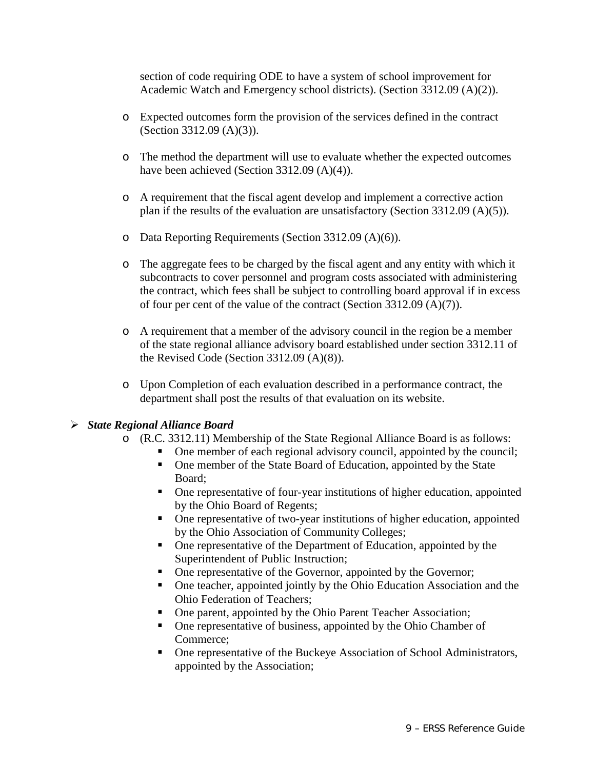section of code requiring ODE to have a system of school improvement for Academic Watch and Emergency school districts). (Section 3312.09 (A)(2)).

- Expected outcomes form the provision of the services defined in the contract (Section 3312.09 (A)(3)).

- The method the department will use to evaluate whether the expected outcomes have been achieved (Section 3312.09 (A)(4)).

- A requirement that the fiscal agent develop and implement a corrective action plan if the results of the evaluation are unsatisfactory (Section 3312.09 (A)(5)).

- Data Reporting Requirements (Section 3312.09 (A)(6)).

- The aggregate fees to be charged by the fiscal agent and any entity with which it subcontracts to cover personnel and program costs associated with administering the contract, which fees shall be subject to controlling board approval if in excess of four per cent of the value of the contract (Section 3312.09 (A)(7)).

- A requirement that a member of the advisory council in the region be a member of the state regional alliance advisory board established under section 3312.11 of the Revised Code (Section 3312.09 (A)(8)).

- Upon Completion of each evaluation described in a performance contract, the department shall post the results of that evaluation on its website.

- ***State Regional Alliance Board***
  - (R.C. 3312.11) Membership of the State Regional Alliance Board is as follows:
    - One member of each regional advisory council, appointed by the council;
    - One member of the State Board of Education, appointed by the State Board;
    - One representative of four-year institutions of higher education, appointed by the Ohio Board of Regents;
    - One representative of two-year institutions of higher education, appointed by the Ohio Association of Community Colleges;
    - One representative of the Department of Education, appointed by the Superintendent of Public Instruction;
    - One representative of the Governor, appointed by the Governor;
    - One teacher, appointed jointly by the Ohio Education Association and the Ohio Federation of Teachers;
    - One parent, appointed by the Ohio Parent Teacher Association;
    - One representative of business, appointed by the Ohio Chamber of Commerce;
    - One representative of the Buckeye Association of School Administrators, appointed by the Association;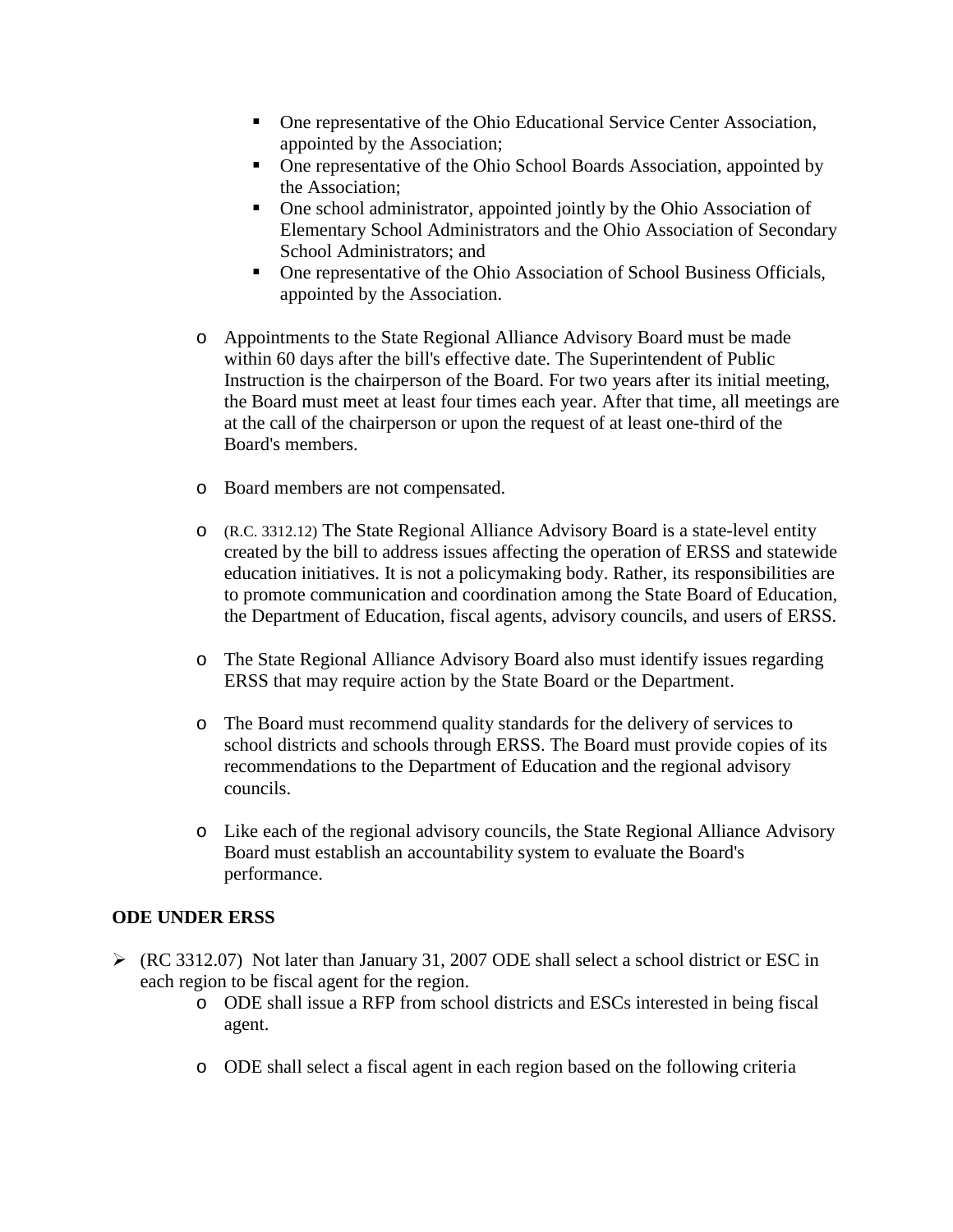- One representative of the Ohio Educational Service Center Association, appointed by the Association;
    - One representative of the Ohio School Boards Association, appointed by the Association;
    - One school administrator, appointed jointly by the Ohio Association of Elementary School Administrators and the Ohio Association of Secondary School Administrators; and
    - One representative of the Ohio Association of School Business Officials, appointed by the Association.

  - Appointments to the State Regional Alliance Advisory Board must be made within 60 days after the bill's effective date. The Superintendent of Public Instruction is the chairperson of the Board. For two years after its initial meeting, the Board must meet at least four times each year. After that time, all meetings are at the call of the chairperson or upon the request of at least one-third of the Board's members.

  - Board members are not compensated.

  - (R.C. 3312.12) The State Regional Alliance Advisory Board is a state-level entity created by the bill to address issues affecting the operation of ERSS and statewide education initiatives. It is not a policymaking body. Rather, its responsibilities are to promote communication and coordination among the State Board of Education, the Department of Education, fiscal agents, advisory councils, and users of ERSS.

  - The State Regional Alliance Advisory Board also must identify issues regarding ERSS that may require action by the State Board or the Department.

  - The Board must recommend quality standards for the delivery of services to school districts and schools through ERSS. The Board must provide copies of its recommendations to the Department of Education and the regional advisory councils.

  - Like each of the regional advisory councils, the State Regional Alliance Advisory Board must establish an accountability system to evaluate the Board's performance.

**ODE UNDER ERSS**

- (RC 3312.07) Not later than January 31, 2007 ODE shall select a school district or ESC in each region to be fiscal agent for the region.
  - ODE shall issue a RFP from school districts and ESCs interested in being fiscal agent.

  - ODE shall select a fiscal agent in each region based on the following criteria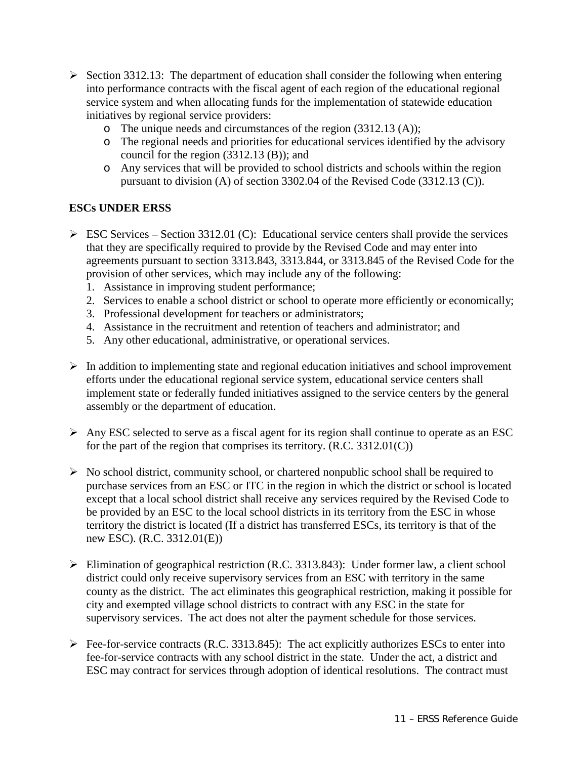- Section 3312.13: The department of education shall consider the following when entering into performance contracts with the fiscal agent of each region of the educational regional service system and when allocating funds for the implementation of statewide education initiatives by regional service providers:
  - The unique needs and circumstances of the region (3312.13 (A));
  - The regional needs and priorities for educational services identified by the advisory council for the region (3312.13 (B)); and
  - Any services that will be provided to school districts and schools within the region pursuant to division (A) of section 3302.04 of the Revised Code (3312.13 (C)).

**ESCs UNDER ERSS**

- ESC Services – Section 3312.01 (C): Educational service centers shall provide the services that they are specifically required to provide by the Revised Code and may enter into agreements pursuant to section 3313.843, 3313.844, or 3313.845 of the Revised Code for the provision of other services, which may include any of the following:
  1. Assistance in improving student performance;
  2. Services to enable a school district or school to operate more efficiently or economically;
  3. Professional development for teachers or administrators;
  4. Assistance in the recruitment and retention of teachers and administrator; and
  5. Any other educational, administrative, or operational services.

- In addition to implementing state and regional education initiatives and school improvement efforts under the educational regional service system, educational service centers shall implement state or federally funded initiatives assigned to the service centers by the general assembly or the department of education.

- Any ESC selected to serve as a fiscal agent for its region shall continue to operate as an ESC for the part of the region that comprises its territory. (R.C. 3312.01(C))

- No school district, community school, or chartered nonpublic school shall be required to purchase services from an ESC or ITC in the region in which the district or school is located except that a local school district shall receive any services required by the Revised Code to be provided by an ESC to the local school districts in its territory from the ESC in whose territory the district is located (If a district has transferred ESCs, its territory is that of the new ESC). (R.C. 3312.01(E))

- Elimination of geographical restriction (R.C. 3313.843): Under former law, a client school district could only receive supervisory services from an ESC with territory in the same county as the district. The act eliminates this geographical restriction, making it possible for city and exempted village school districts to contract with any ESC in the state for supervisory services. The act does not alter the payment schedule for those services.

- Fee-for-service contracts (R.C. 3313.845): The act explicitly authorizes ESCs to enter into fee-for-service contracts with any school district in the state. Under the act, a district and ESC may contract for services through adoption of identical resolutions. The contract must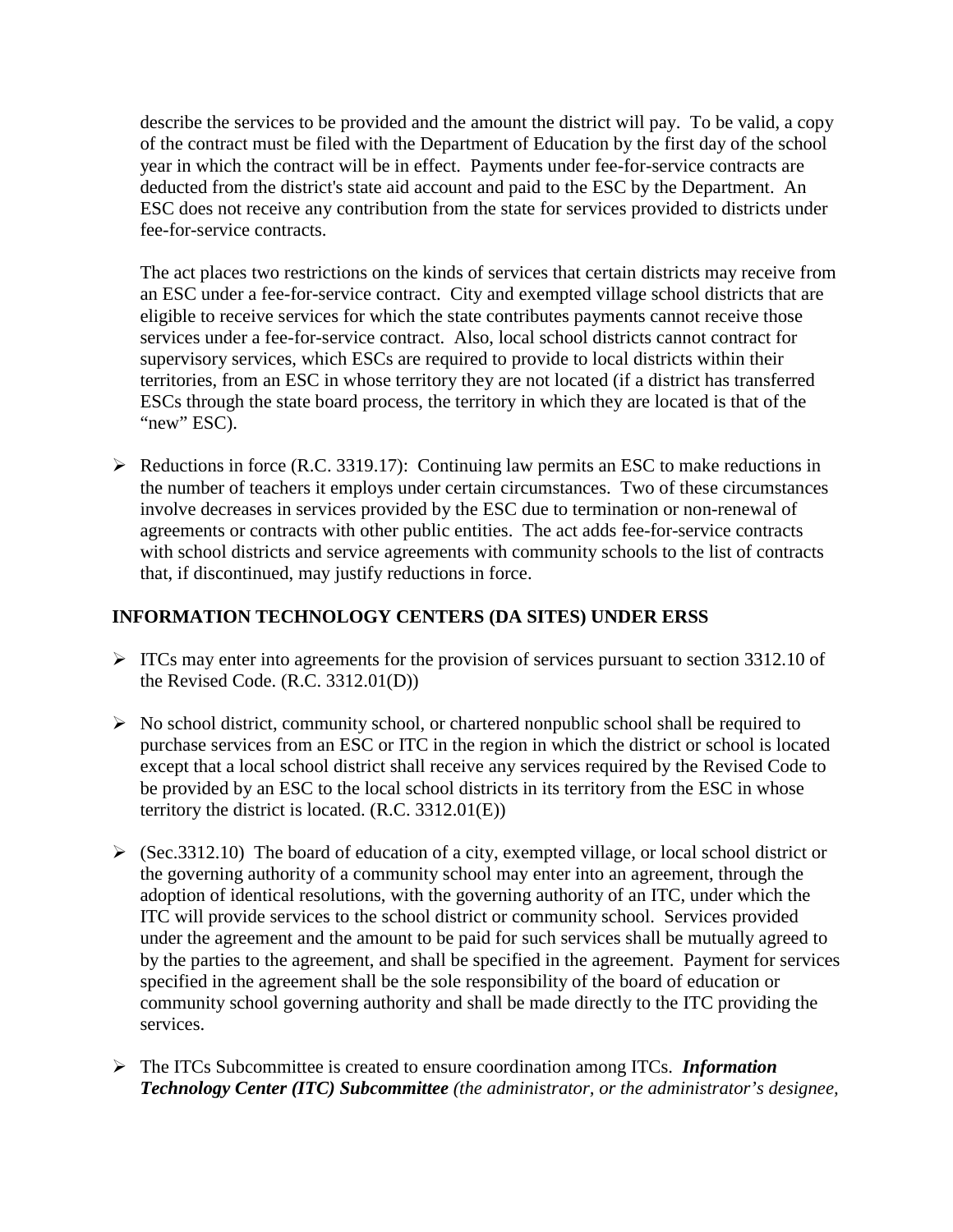describe the services to be provided and the amount the district will pay. To be valid, a copy of the contract must be filed with the Department of Education by the first day of the school year in which the contract will be in effect. Payments under fee-for-service contracts are deducted from the district's state aid account and paid to the ESC by the Department. An ESC does not receive any contribution from the state for services provided to districts under fee-for-service contracts.

The act places two restrictions on the kinds of services that certain districts may receive from an ESC under a fee-for-service contract. City and exempted village school districts that are eligible to receive services for which the state contributes payments cannot receive those services under a fee-for-service contract. Also, local school districts cannot contract for supervisory services, which ESCs are required to provide to local districts within their territories, from an ESC in whose territory they are not located (if a district has transferred ESCs through the state board process, the territory in which they are located is that of the "new" ESC).

- Reductions in force (R.C. 3319.17): Continuing law permits an ESC to make reductions in the number of teachers it employs under certain circumstances. Two of these circumstances involve decreases in services provided by the ESC due to termination or non-renewal of agreements or contracts with other public entities. The act adds fee-for-service contracts with school districts and service agreements with community schools to the list of contracts that, if discontinued, may justify reductions in force.

## INFORMATION TECHNOLOGY CENTERS (DA SITES) UNDER ERSS

- ITCs may enter into agreements for the provision of services pursuant to section 3312.10 of the Revised Code. (R.C. 3312.01(D))
- No school district, community school, or chartered nonpublic school shall be required to purchase services from an ESC or ITC in the region in which the district or school is located except that a local school district shall receive any services required by the Revised Code to be provided by an ESC to the local school districts in its territory from the ESC in whose territory the district is located. (R.C. 3312.01(E))
- (Sec.3312.10) The board of education of a city, exempted village, or local school district or the governing authority of a community school may enter into an agreement, through the adoption of identical resolutions, with the governing authority of an ITC, under which the ITC will provide services to the school district or community school. Services provided under the agreement and the amount to be paid for such services shall be mutually agreed to by the parties to the agreement, and shall be specified in the agreement. Payment for services specified in the agreement shall be the sole responsibility of the board of education or community school governing authority and shall be made directly to the ITC providing the services.
- The ITCs Subcommittee is created to ensure coordination among ITCs. ***Information Technology Center (ITC) Subcommittee*** *(the administrator, or the administrator's designee,*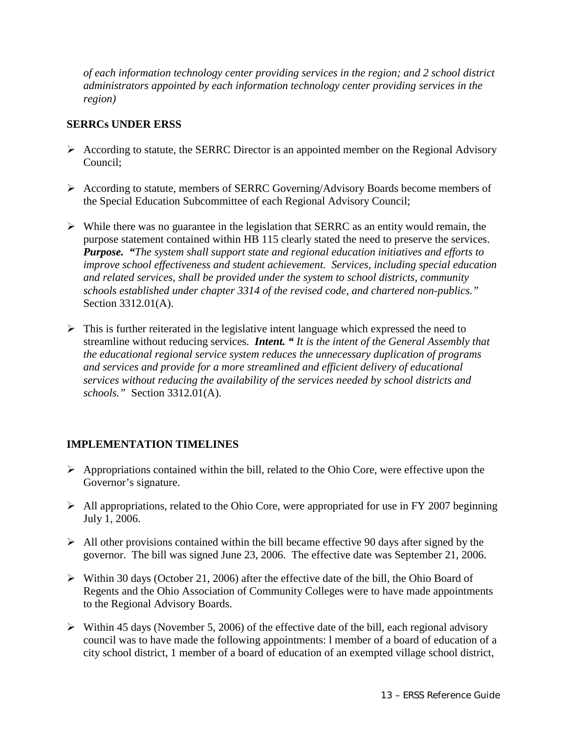*of each information technology center providing services in the region; and 2 school district administrators appointed by each information technology center providing services in the region)*

**SERRCs UNDER ERSS**

- According to statute, the SERRC Director is an appointed member on the Regional Advisory Council;
- According to statute, members of SERRC Governing/Advisory Boards become members of the Special Education Subcommittee of each Regional Advisory Council;
- While there was no guarantee in the legislation that SERRC as an entity would remain, the purpose statement contained within HB 115 clearly stated the need to preserve the services. ***Purpose.*** ***"The system shall support state and regional education initiatives and efforts to improve school effectiveness and student achievement. Services, including special education and related services, shall be provided under the system to school districts, community schools established under chapter 3314 of the revised code, and chartered non-publics."*** Section 3312.01(A).
- This is further reiterated in the legislative intent language which expressed the need to streamline without reducing services. ***Intent.*** ***" It is the intent of the General Assembly that the educational regional service system reduces the unnecessary duplication of programs and services and provide for a more streamlined and efficient delivery of educational services without reducing the availability of the services needed by school districts and schools."*** Section 3312.01(A).

**IMPLEMENTATION TIMELINES**

- Appropriations contained within the bill, related to the Ohio Core, were effective upon the Governor's signature.
- All appropriations, related to the Ohio Core, were appropriated for use in FY 2007 beginning July 1, 2006.
- All other provisions contained within the bill became effective 90 days after signed by the governor. The bill was signed June 23, 2006. The effective date was September 21, 2006.
- Within 30 days (October 21, 2006) after the effective date of the bill, the Ohio Board of Regents and the Ohio Association of Community Colleges were to have made appointments to the Regional Advisory Boards.
- Within 45 days (November 5, 2006) of the effective date of the bill, each regional advisory council was to have made the following appointments: l member of a board of education of a city school district, 1 member of a board of education of an exempted village school district,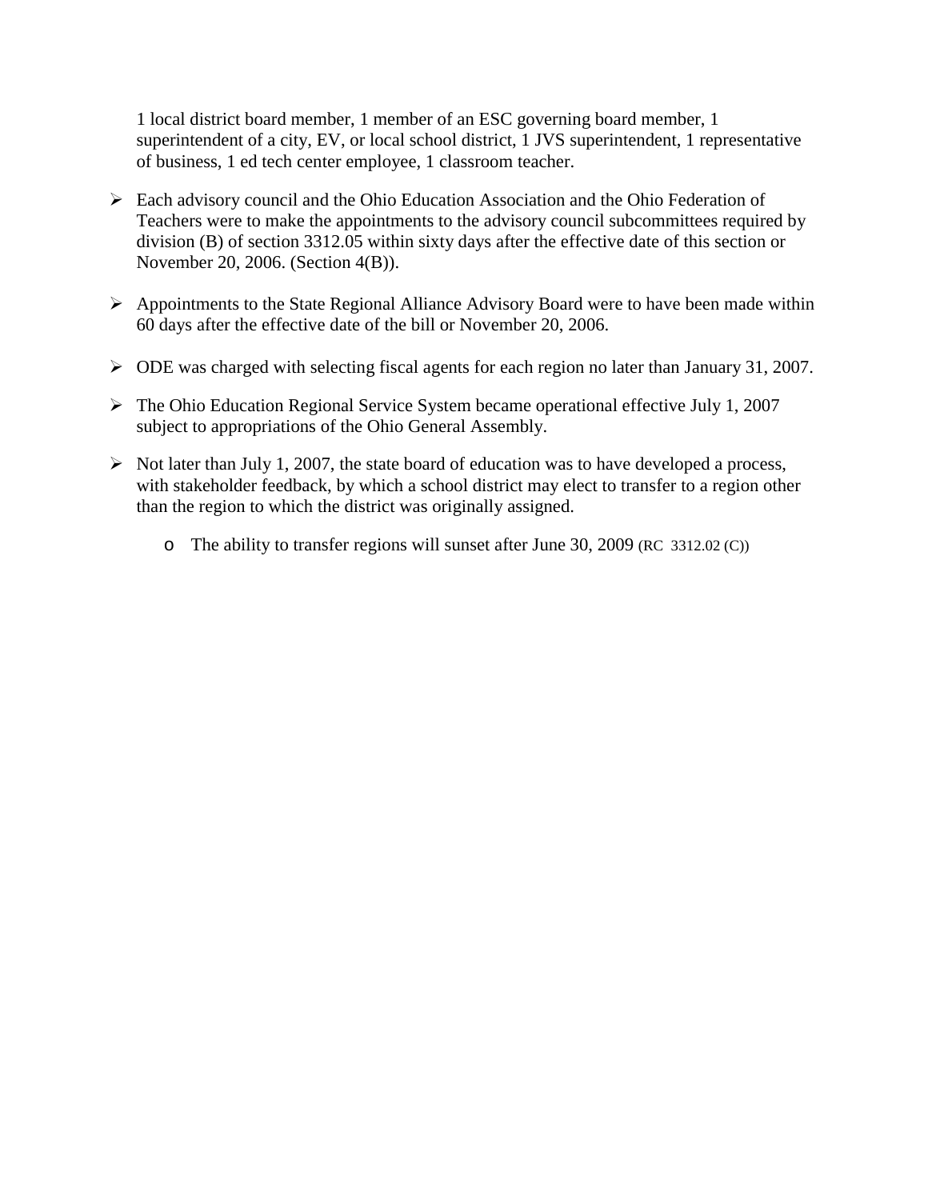1 local district board member, 1 member of an ESC governing board member, 1 superintendent of a city, EV, or local school district, 1 JVS superintendent, 1 representative of business, 1 ed tech center employee, 1 classroom teacher.

- Each advisory council and the Ohio Education Association and the Ohio Federation of Teachers were to make the appointments to the advisory council subcommittees required by division (B) of section 3312.05 within sixty days after the effective date of this section or November 20, 2006. (Section 4(B)).
- Appointments to the State Regional Alliance Advisory Board were to have been made within 60 days after the effective date of the bill or November 20, 2006.
- ODE was charged with selecting fiscal agents for each region no later than January 31, 2007.
- The Ohio Education Regional Service System became operational effective July 1, 2007 subject to appropriations of the Ohio General Assembly.
- Not later than July 1, 2007, the state board of education was to have developed a process, with stakeholder feedback, by which a school district may elect to transfer to a region other than the region to which the district was originally assigned.
  - The ability to transfer regions will sunset after June 30, 2009 (RC 3312.02 (C))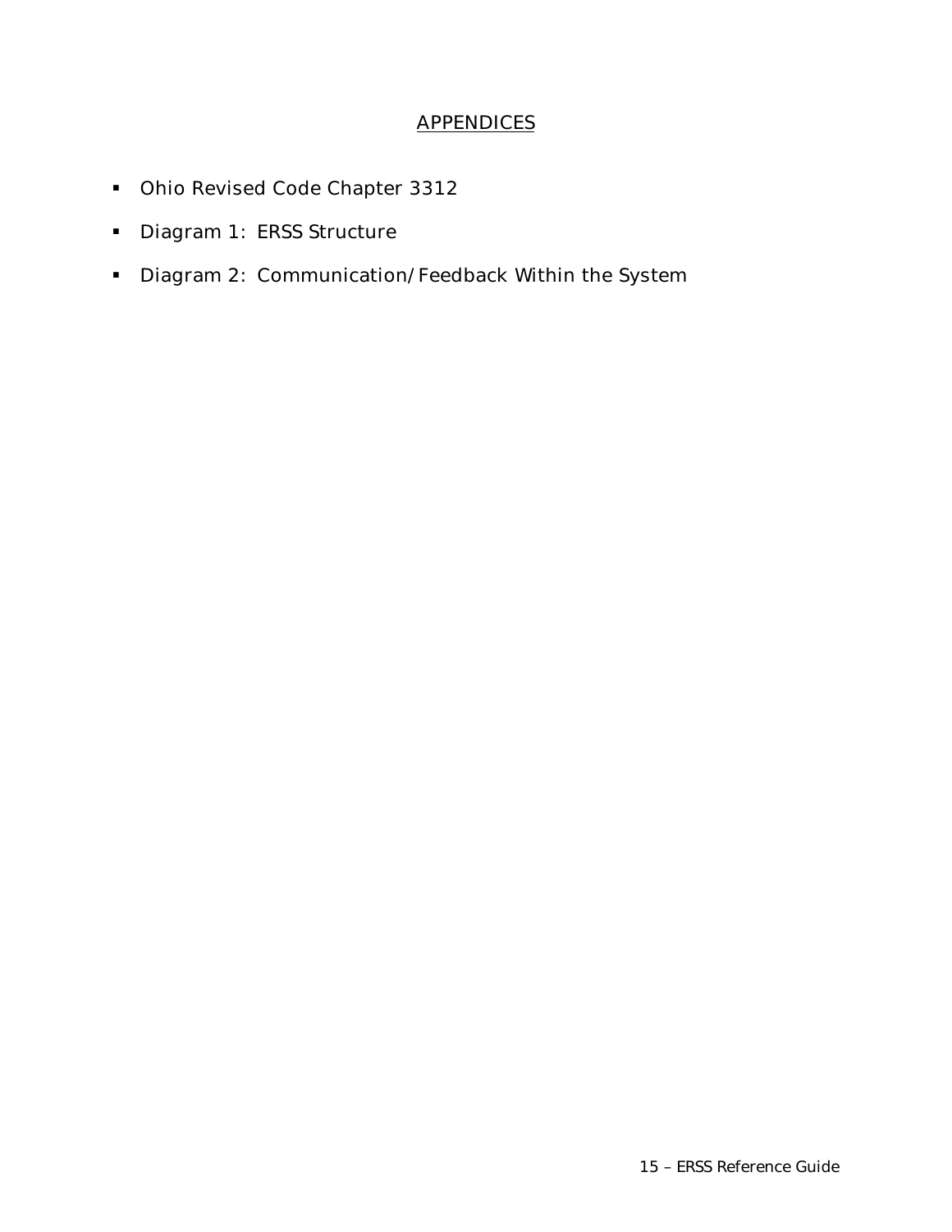# APPENDICES

- Ohio Revised Code Chapter 3312
- Diagram 1: ERSS Structure
- Diagram 2: Communication/Feedback Within the System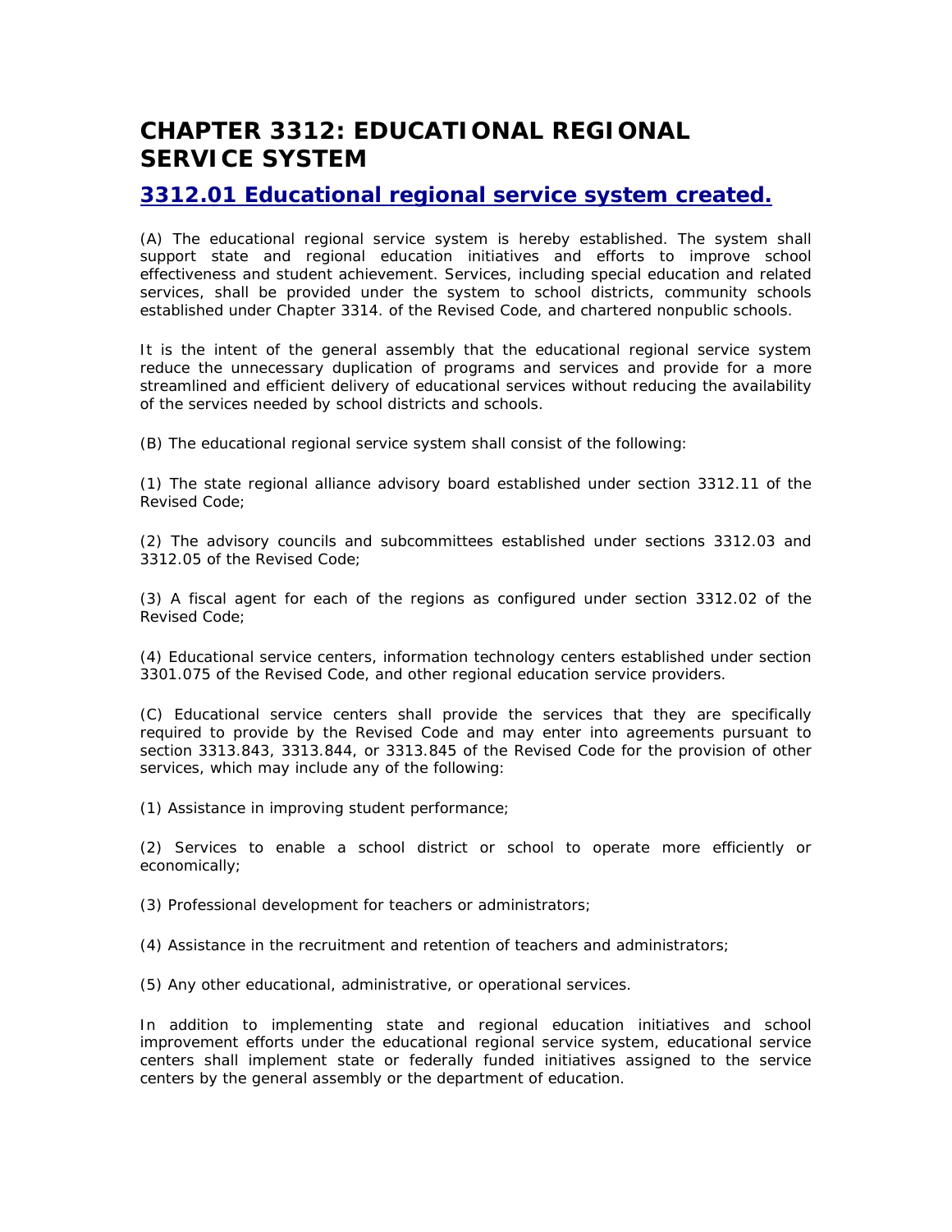# CHAPTER 3312: EDUCATIONAL REGIONAL SERVICE SYSTEM

## 3312.01 Educational regional service system created.

(A) The educational regional service system is hereby established. The system shall support state and regional education initiatives and efforts to improve school effectiveness and student achievement. Services, including special education and related services, shall be provided under the system to school districts, community schools established under Chapter 3314. of the Revised Code, and chartered nonpublic schools.

It is the intent of the general assembly that the educational regional service system reduce the unnecessary duplication of programs and services and provide for a more streamlined and efficient delivery of educational services without reducing the availability of the services needed by school districts and schools.

(B) The educational regional service system shall consist of the following:

(1) The state regional alliance advisory board established under section 3312.11 of the Revised Code;

(2) The advisory councils and subcommittees established under sections 3312.03 and 3312.05 of the Revised Code;

(3) A fiscal agent for each of the regions as configured under section 3312.02 of the Revised Code;

(4) Educational service centers, information technology centers established under section 3301.075 of the Revised Code, and other regional education service providers.

(C) Educational service centers shall provide the services that they are specifically required to provide by the Revised Code and may enter into agreements pursuant to section 3313.843, 3313.844, or 3313.845 of the Revised Code for the provision of other services, which may include any of the following:

(1) Assistance in improving student performance;

(2) Services to enable a school district or school to operate more efficiently or economically;

(3) Professional development for teachers or administrators;

(4) Assistance in the recruitment and retention of teachers and administrators;

(5) Any other educational, administrative, or operational services.

In addition to implementing state and regional education initiatives and school improvement efforts under the educational regional service system, educational service centers shall implement state or federally funded initiatives assigned to the service centers by the general assembly or the department of education.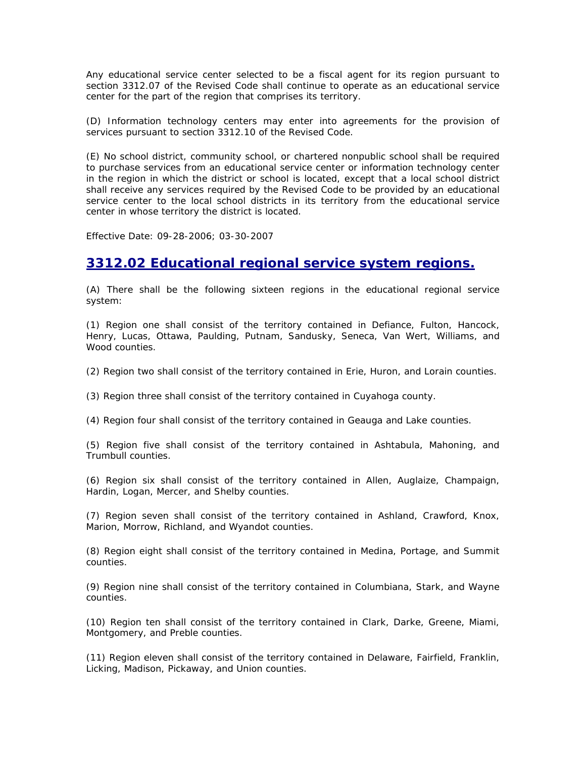Any educational service center selected to be a fiscal agent for its region pursuant to section 3312.07 of the Revised Code shall continue to operate as an educational service center for the part of the region that comprises its territory.

(D) Information technology centers may enter into agreements for the provision of services pursuant to section 3312.10 of the Revised Code.

(E) No school district, community school, or chartered nonpublic school shall be required to purchase services from an educational service center or information technology center in the region in which the district or school is located, except that a local school district shall receive any services required by the Revised Code to be provided by an educational service center to the local school districts in its territory from the educational service center in whose territory the district is located.

Effective Date: 09-28-2006; 03-30-2007

## 3312.02 Educational regional service system regions.

(A) There shall be the following sixteen regions in the educational regional service system:

(1) Region one shall consist of the territory contained in Defiance, Fulton, Hancock, Henry, Lucas, Ottawa, Paulding, Putnam, Sandusky, Seneca, Van Wert, Williams, and Wood counties.

(2) Region two shall consist of the territory contained in Erie, Huron, and Lorain counties.

(3) Region three shall consist of the territory contained in Cuyahoga county.

(4) Region four shall consist of the territory contained in Geauga and Lake counties.

(5) Region five shall consist of the territory contained in Ashtabula, Mahoning, and Trumbull counties.

(6) Region six shall consist of the territory contained in Allen, Auglaize, Champaign, Hardin, Logan, Mercer, and Shelby counties.

(7) Region seven shall consist of the territory contained in Ashland, Crawford, Knox, Marion, Morrow, Richland, and Wyandot counties.

(8) Region eight shall consist of the territory contained in Medina, Portage, and Summit counties.

(9) Region nine shall consist of the territory contained in Columbiana, Stark, and Wayne counties.

(10) Region ten shall consist of the territory contained in Clark, Darke, Greene, Miami, Montgomery, and Preble counties.

(11) Region eleven shall consist of the territory contained in Delaware, Fairfield, Franklin, Licking, Madison, Pickaway, and Union counties.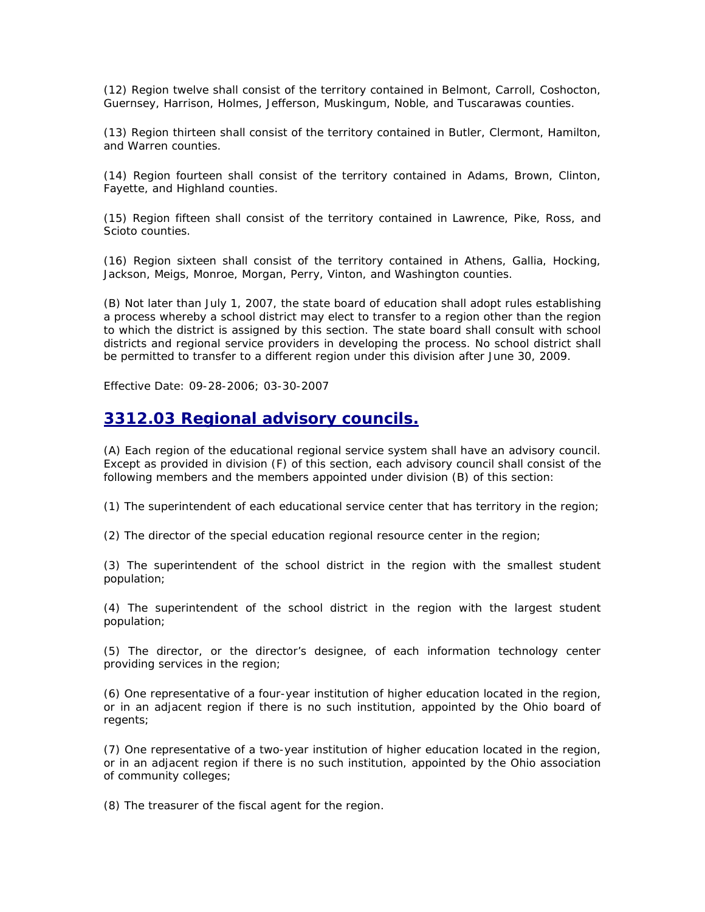(12) Region twelve shall consist of the territory contained in Belmont, Carroll, Coshocton, Guernsey, Harrison, Holmes, Jefferson, Muskingum, Noble, and Tuscarawas counties.

(13) Region thirteen shall consist of the territory contained in Butler, Clermont, Hamilton, and Warren counties.

(14) Region fourteen shall consist of the territory contained in Adams, Brown, Clinton, Fayette, and Highland counties.

(15) Region fifteen shall consist of the territory contained in Lawrence, Pike, Ross, and Scioto counties.

(16) Region sixteen shall consist of the territory contained in Athens, Gallia, Hocking, Jackson, Meigs, Monroe, Morgan, Perry, Vinton, and Washington counties.

(B) Not later than July 1, 2007, the state board of education shall adopt rules establishing a process whereby a school district may elect to transfer to a region other than the region to which the district is assigned by this section. The state board shall consult with school districts and regional service providers in developing the process. No school district shall be permitted to transfer to a different region under this division after June 30, 2009.

Effective Date: 09-28-2006; 03-30-2007

## 3312.03 Regional advisory councils.

(A) Each region of the educational regional service system shall have an advisory council. Except as provided in division (F) of this section, each advisory council shall consist of the following members and the members appointed under division (B) of this section:

(1) The superintendent of each educational service center that has territory in the region;

(2) The director of the special education regional resource center in the region;

(3) The superintendent of the school district in the region with the smallest student population;

(4) The superintendent of the school district in the region with the largest student population;

(5) The director, or the director's designee, of each information technology center providing services in the region;

(6) One representative of a four-year institution of higher education located in the region, or in an adjacent region if there is no such institution, appointed by the Ohio board of regents;

(7) One representative of a two-year institution of higher education located in the region, or in an adjacent region if there is no such institution, appointed by the Ohio association of community colleges;

(8) The treasurer of the fiscal agent for the region.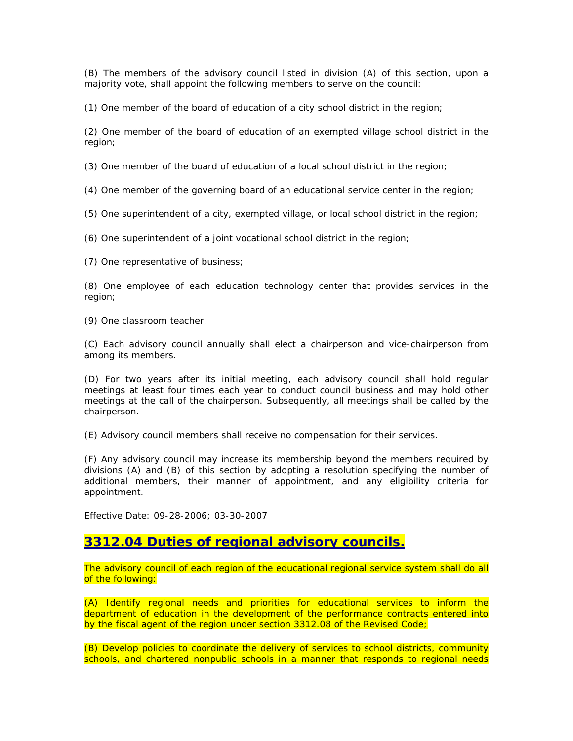(B) The members of the advisory council listed in division (A) of this section, upon a majority vote, shall appoint the following members to serve on the council:

(1) One member of the board of education of a city school district in the region;

(2) One member of the board of education of an exempted village school district in the region;

(3) One member of the board of education of a local school district in the region;

(4) One member of the governing board of an educational service center in the region;

(5) One superintendent of a city, exempted village, or local school district in the region;

(6) One superintendent of a joint vocational school district in the region;

(7) One representative of business;

(8) One employee of each education technology center that provides services in the region;

(9) One classroom teacher.

(C) Each advisory council annually shall elect a chairperson and vice-chairperson from among its members.

(D) For two years after its initial meeting, each advisory council shall hold regular meetings at least four times each year to conduct council business and may hold other meetings at the call of the chairperson. Subsequently, all meetings shall be called by the chairperson.

(E) Advisory council members shall receive no compensation for their services.

(F) Any advisory council may increase its membership beyond the members required by divisions (A) and (B) of this section by adopting a resolution specifying the number of additional members, their manner of appointment, and any eligibility criteria for appointment.

Effective Date: 09-28-2006; 03-30-2007

## 3312.04 Duties of regional advisory councils.

The advisory council of each region of the educational regional service system shall do all of the following:

(A) Identify regional needs and priorities for educational services to inform the department of education in the development of the performance contracts entered into by the fiscal agent of the region under section 3312.08 of the Revised Code;

(B) Develop policies to coordinate the delivery of services to school districts, community schools, and chartered nonpublic schools in a manner that responds to regional needs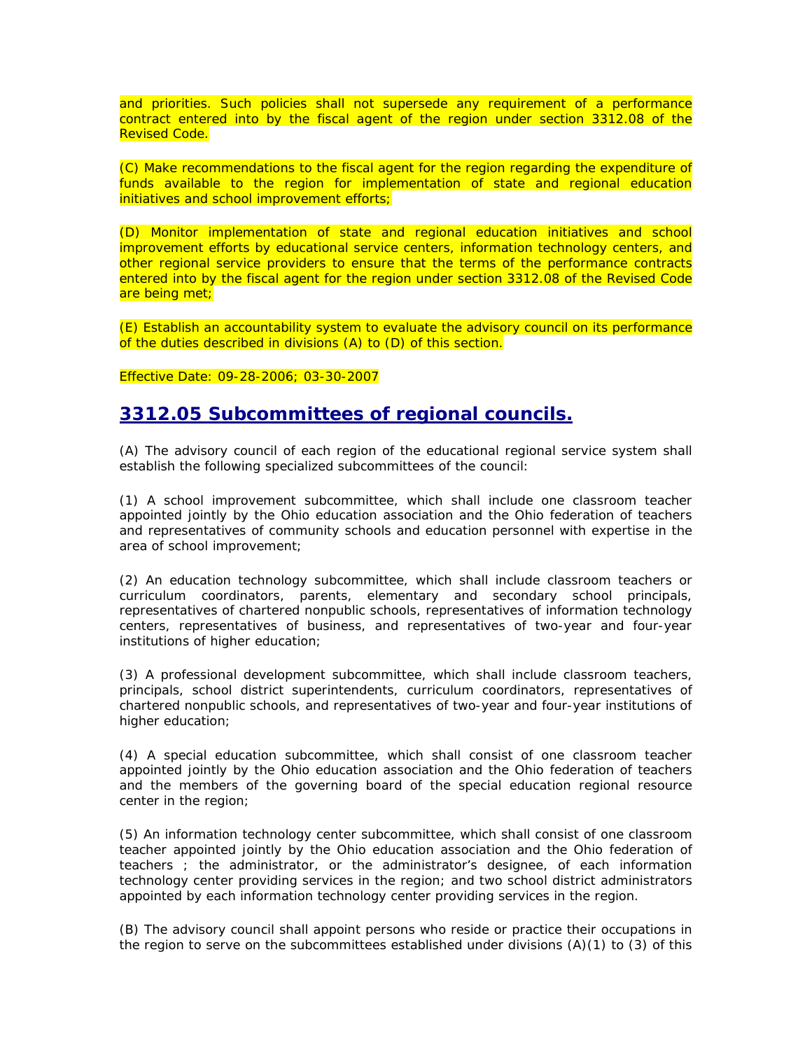and priorities. Such policies shall not supersede any requirement of a performance contract entered into by the fiscal agent of the region under section 3312.08 of the Revised Code.

(C) Make recommendations to the fiscal agent for the region regarding the expenditure of funds available to the region for implementation of state and regional education initiatives and school improvement efforts;

(D) Monitor implementation of state and regional education initiatives and school improvement efforts by educational service centers, information technology centers, and other regional service providers to ensure that the terms of the performance contracts entered into by the fiscal agent for the region under section 3312.08 of the Revised Code are being met;

(E) Establish an accountability system to evaluate the advisory council on its performance of the duties described in divisions (A) to (D) of this section.

Effective Date: 09-28-2006; 03-30-2007

## 3312.05 Subcommittees of regional councils.

(A) The advisory council of each region of the educational regional service system shall establish the following specialized subcommittees of the council:

(1) A school improvement subcommittee, which shall include one classroom teacher appointed jointly by the Ohio education association and the Ohio federation of teachers and representatives of community schools and education personnel with expertise in the area of school improvement;

(2) An education technology subcommittee, which shall include classroom teachers or curriculum coordinators, parents, elementary and secondary school principals, representatives of chartered nonpublic schools, representatives of information technology centers, representatives of business, and representatives of two-year and four-year institutions of higher education;

(3) A professional development subcommittee, which shall include classroom teachers, principals, school district superintendents, curriculum coordinators, representatives of chartered nonpublic schools, and representatives of two-year and four-year institutions of higher education;

(4) A special education subcommittee, which shall consist of one classroom teacher appointed jointly by the Ohio education association and the Ohio federation of teachers and the members of the governing board of the special education regional resource center in the region;

(5) An information technology center subcommittee, which shall consist of one classroom teacher appointed jointly by the Ohio education association and the Ohio federation of teachers ; the administrator, or the administrator's designee, of each information technology center providing services in the region; and two school district administrators appointed by each information technology center providing services in the region.

(B) The advisory council shall appoint persons who reside or practice their occupations in the region to serve on the subcommittees established under divisions (A)(1) to (3) of this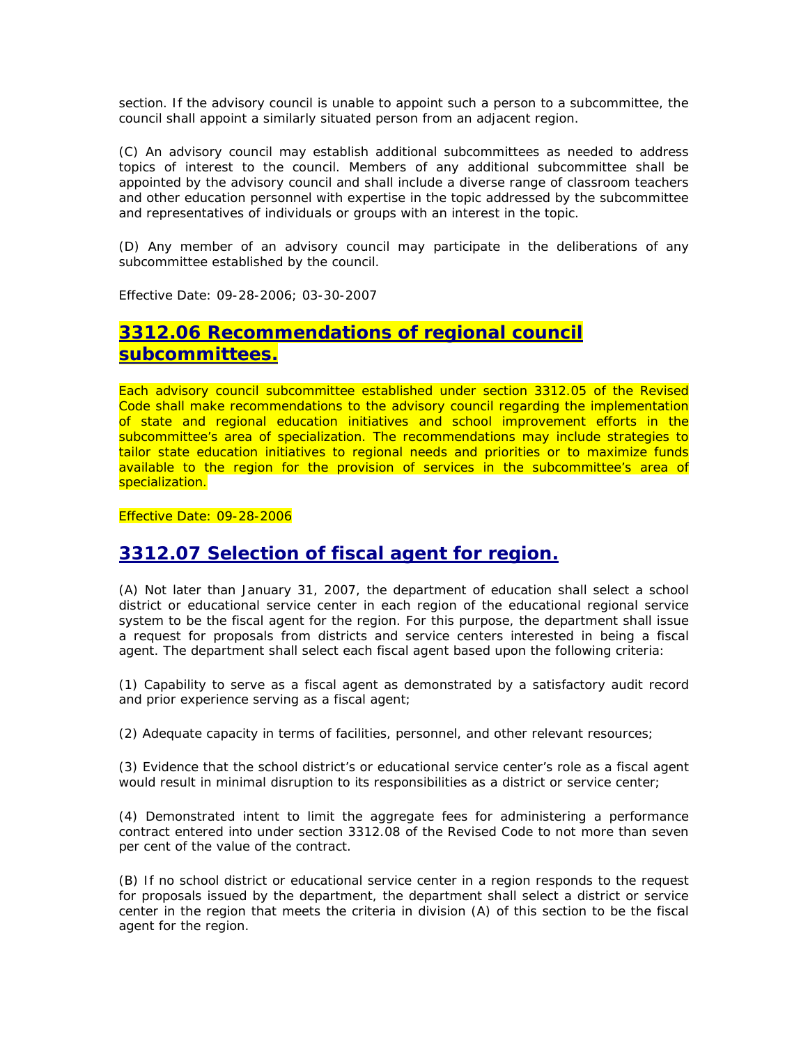section. If the advisory council is unable to appoint such a person to a subcommittee, the council shall appoint a similarly situated person from an adjacent region.

(C) An advisory council may establish additional subcommittees as needed to address topics of interest to the council. Members of any additional subcommittee shall be appointed by the advisory council and shall include a diverse range of classroom teachers and other education personnel with expertise in the topic addressed by the subcommittee and representatives of individuals or groups with an interest in the topic.

(D) Any member of an advisory council may participate in the deliberations of any subcommittee established by the council.

Effective Date: 09-28-2006; 03-30-2007

## 3312.06 Recommendations of regional council subcommittees.

Each advisory council subcommittee established under section 3312.05 of the Revised Code shall make recommendations to the advisory council regarding the implementation of state and regional education initiatives and school improvement efforts in the subcommittee's area of specialization. The recommendations may include strategies to tailor state education initiatives to regional needs and priorities or to maximize funds available to the region for the provision of services in the subcommittee's area of specialization.

Effective Date: 09-28-2006

## 3312.07 Selection of fiscal agent for region.

(A) Not later than January 31, 2007, the department of education shall select a school district or educational service center in each region of the educational regional service system to be the fiscal agent for the region. For this purpose, the department shall issue a request for proposals from districts and service centers interested in being a fiscal agent. The department shall select each fiscal agent based upon the following criteria:

(1) Capability to serve as a fiscal agent as demonstrated by a satisfactory audit record and prior experience serving as a fiscal agent;

(2) Adequate capacity in terms of facilities, personnel, and other relevant resources;

(3) Evidence that the school district's or educational service center's role as a fiscal agent would result in minimal disruption to its responsibilities as a district or service center;

(4) Demonstrated intent to limit the aggregate fees for administering a performance contract entered into under section 3312.08 of the Revised Code to not more than seven per cent of the value of the contract.

(B) If no school district or educational service center in a region responds to the request for proposals issued by the department, the department shall select a district or service center in the region that meets the criteria in division (A) of this section to be the fiscal agent for the region.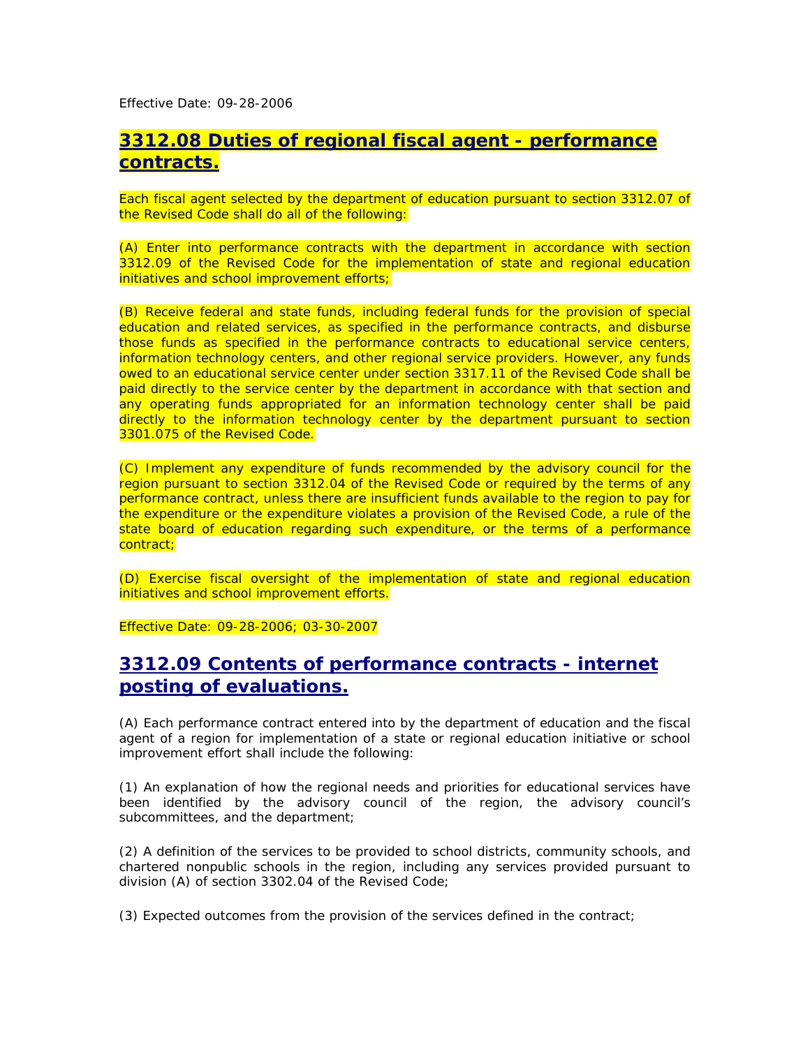Effective Date: 09-28-2006

## 3312.08 Duties of regional fiscal agent - performance contracts.

Each fiscal agent selected by the department of education pursuant to section 3312.07 of the Revised Code shall do all of the following:

(A) Enter into performance contracts with the department in accordance with section 3312.09 of the Revised Code for the implementation of state and regional education initiatives and school improvement efforts;

(B) Receive federal and state funds, including federal funds for the provision of special education and related services, as specified in the performance contracts, and disburse those funds as specified in the performance contracts to educational service centers, information technology centers, and other regional service providers. However, any funds owed to an educational service center under section 3317.11 of the Revised Code shall be paid directly to the service center by the department in accordance with that section and any operating funds appropriated for an information technology center shall be paid directly to the information technology center by the department pursuant to section 3301.075 of the Revised Code.

(C) Implement any expenditure of funds recommended by the advisory council for the region pursuant to section 3312.04 of the Revised Code or required by the terms of any performance contract, unless there are insufficient funds available to the region to pay for the expenditure or the expenditure violates a provision of the Revised Code, a rule of the state board of education regarding such expenditure, or the terms of a performance contract;

(D) Exercise fiscal oversight of the implementation of state and regional education initiatives and school improvement efforts.

Effective Date: 09-28-2006; 03-30-2007

## 3312.09 Contents of performance contracts - internet posting of evaluations.

(A) Each performance contract entered into by the department of education and the fiscal agent of a region for implementation of a state or regional education initiative or school improvement effort shall include the following:

(1) An explanation of how the regional needs and priorities for educational services have been identified by the advisory council of the region, the advisory council's subcommittees, and the department;

(2) A definition of the services to be provided to school districts, community schools, and chartered nonpublic schools in the region, including any services provided pursuant to division (A) of section 3302.04 of the Revised Code;

(3) Expected outcomes from the provision of the services defined in the contract;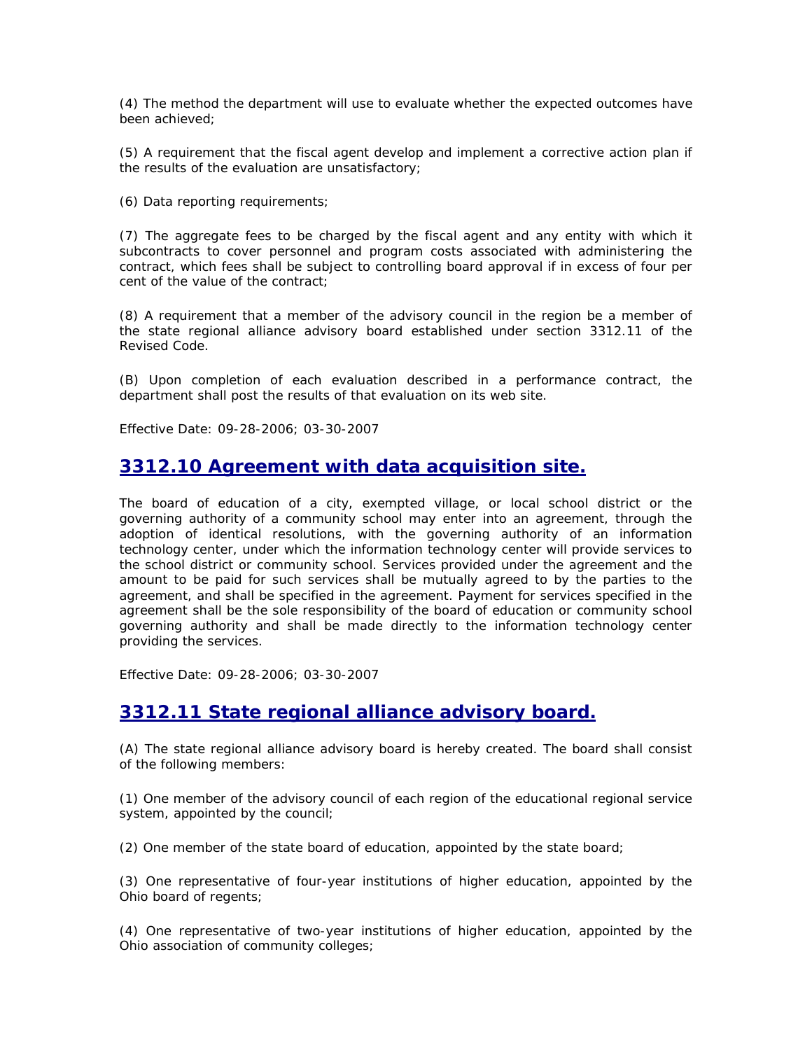(4) The method the department will use to evaluate whether the expected outcomes have been achieved;

(5) A requirement that the fiscal agent develop and implement a corrective action plan if the results of the evaluation are unsatisfactory;

(6) Data reporting requirements;

(7) The aggregate fees to be charged by the fiscal agent and any entity with which it subcontracts to cover personnel and program costs associated with administering the contract, which fees shall be subject to controlling board approval if in excess of four per cent of the value of the contract;

(8) A requirement that a member of the advisory council in the region be a member of the state regional alliance advisory board established under section 3312.11 of the Revised Code.

(B) Upon completion of each evaluation described in a performance contract, the department shall post the results of that evaluation on its web site.

Effective Date: 09-28-2006; 03-30-2007

## 3312.10 Agreement with data acquisition site.

The board of education of a city, exempted village, or local school district or the governing authority of a community school may enter into an agreement, through the adoption of identical resolutions, with the governing authority of an information technology center, under which the information technology center will provide services to the school district or community school. Services provided under the agreement and the amount to be paid for such services shall be mutually agreed to by the parties to the agreement, and shall be specified in the agreement. Payment for services specified in the agreement shall be the sole responsibility of the board of education or community school governing authority and shall be made directly to the information technology center providing the services.

Effective Date: 09-28-2006; 03-30-2007

## 3312.11 State regional alliance advisory board.

(A) The state regional alliance advisory board is hereby created. The board shall consist of the following members:

(1) One member of the advisory council of each region of the educational regional service system, appointed by the council;

(2) One member of the state board of education, appointed by the state board;

(3) One representative of four-year institutions of higher education, appointed by the Ohio board of regents;

(4) One representative of two-year institutions of higher education, appointed by the Ohio association of community colleges;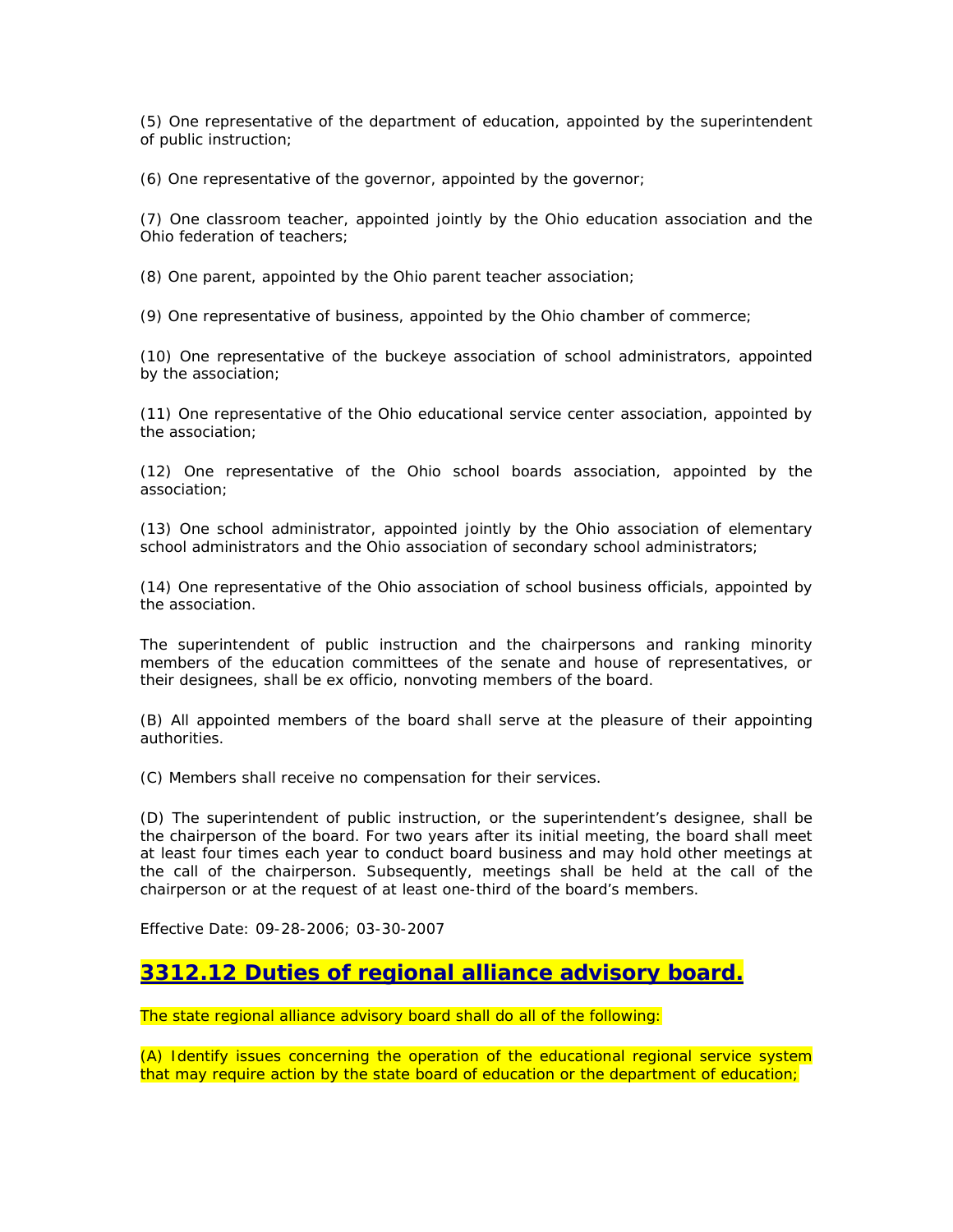(5) One representative of the department of education, appointed by the superintendent of public instruction;

(6) One representative of the governor, appointed by the governor;

(7) One classroom teacher, appointed jointly by the Ohio education association and the Ohio federation of teachers;

(8) One parent, appointed by the Ohio parent teacher association;

(9) One representative of business, appointed by the Ohio chamber of commerce;

(10) One representative of the buckeye association of school administrators, appointed by the association;

(11) One representative of the Ohio educational service center association, appointed by the association;

(12) One representative of the Ohio school boards association, appointed by the association;

(13) One school administrator, appointed jointly by the Ohio association of elementary school administrators and the Ohio association of secondary school administrators;

(14) One representative of the Ohio association of school business officials, appointed by the association.

The superintendent of public instruction and the chairpersons and ranking minority members of the education committees of the senate and house of representatives, or their designees, shall be ex officio, nonvoting members of the board.

(B) All appointed members of the board shall serve at the pleasure of their appointing authorities.

(C) Members shall receive no compensation for their services.

(D) The superintendent of public instruction, or the superintendent's designee, shall be the chairperson of the board. For two years after its initial meeting, the board shall meet at least four times each year to conduct board business and may hold other meetings at the call of the chairperson. Subsequently, meetings shall be held at the call of the chairperson or at the request of at least one-third of the board's members.

Effective Date: 09-28-2006; 03-30-2007

## 3312.12 Duties of regional alliance advisory board.

The state regional alliance advisory board shall do all of the following:

(A) Identify issues concerning the operation of the educational regional service system that may require action by the state board of education or the department of education;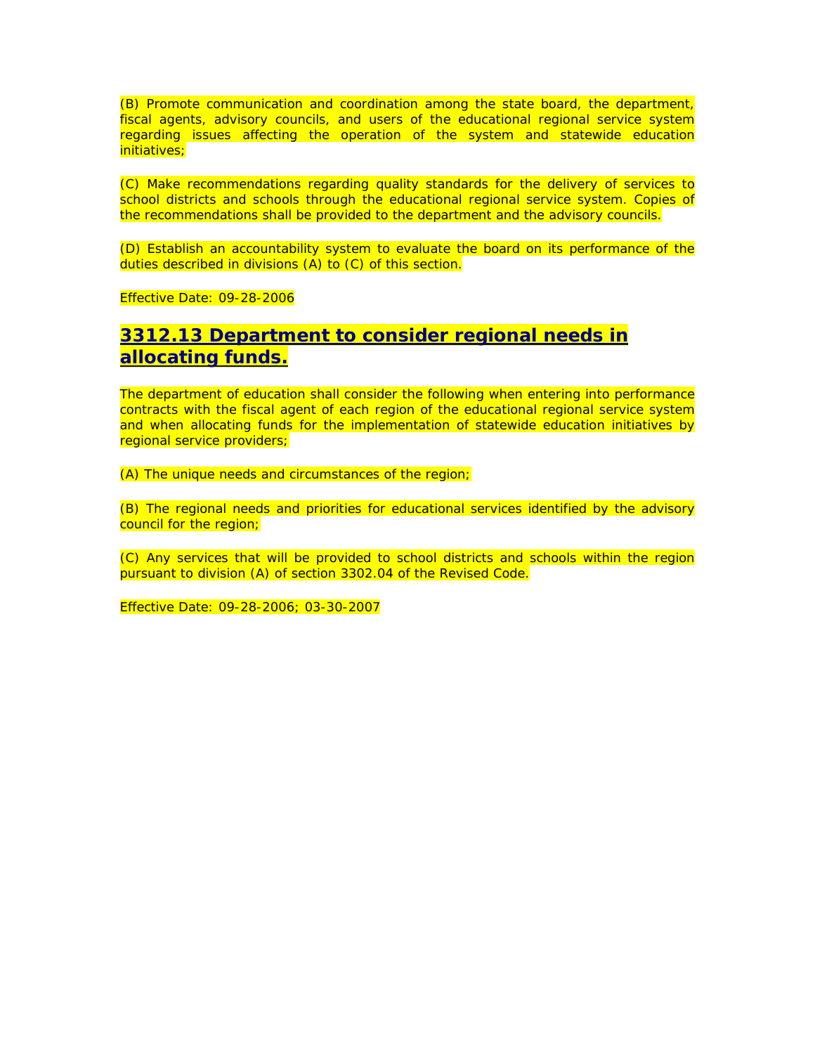(B) Promote communication and coordination among the state board, the department, fiscal agents, advisory councils, and users of the educational regional service system regarding issues affecting the operation of the system and statewide education initiatives;

(C) Make recommendations regarding quality standards for the delivery of services to school districts and schools through the educational regional service system. Copies of the recommendations shall be provided to the department and the advisory councils.

(D) Establish an accountability system to evaluate the board on its performance of the duties described in divisions (A) to (C) of this section.

Effective Date: 09-28-2006

## 3312.13 Department to consider regional needs in allocating funds.

The department of education shall consider the following when entering into performance contracts with the fiscal agent of each region of the educational regional service system and when allocating funds for the implementation of statewide education initiatives by regional service providers;

(A) The unique needs and circumstances of the region;

(B) The regional needs and priorities for educational services identified by the advisory council for the region;

(C) Any services that will be provided to school districts and schools within the region pursuant to division (A) of section 3302.04 of the Revised Code.

Effective Date: 09-28-2006; 03-30-2007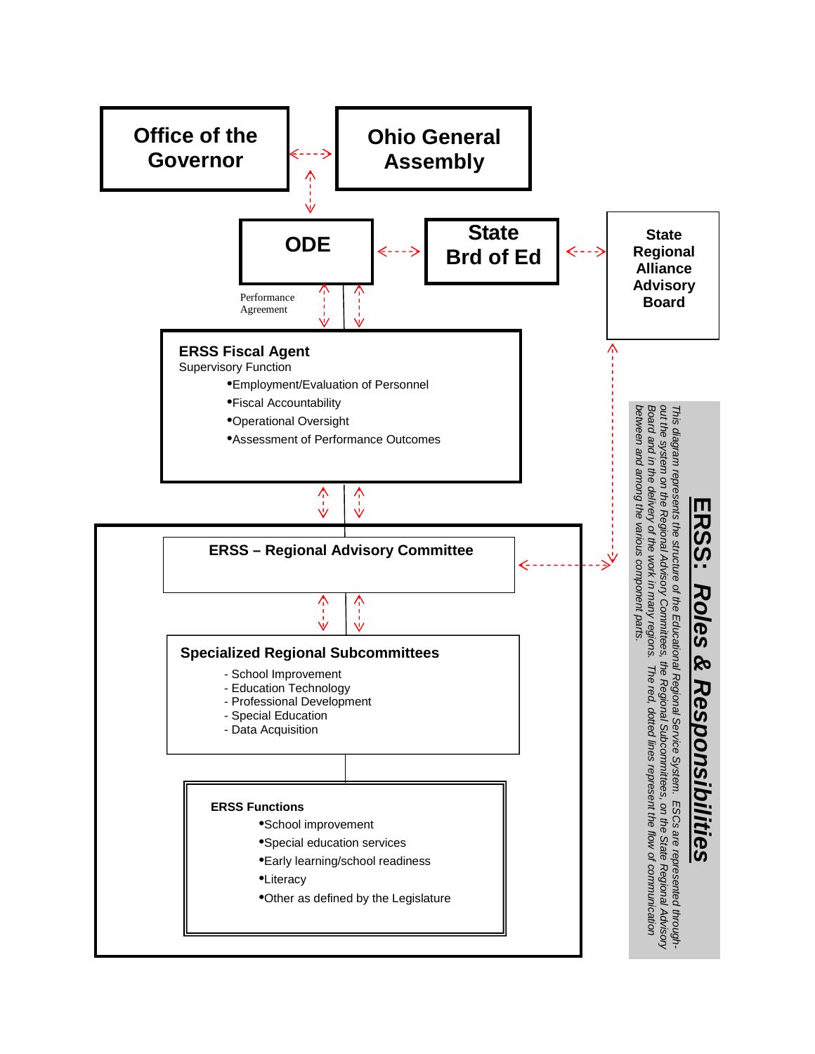## ERSS: *Roles & Responsibilities*

*This diagram represents the structure of the Educational Regional Service System. ESCs are represented through-out the system on the Regional Advisory Committees, the Regional Subcommittees, on the State Regional Advisory Board and in the delivery of the work in many regions. The red, dotted lines represent the flow of communication between and among the various component parts.*

**Office of the Governor**

**Ohio General Assembly**

**ODE**

**State Brd of Ed**

**State Regional Alliance Advisory Board**

Performance Agreement

**ERSS Fiscal Agent**
Supervisory Function
- Employment/Evaluation of Personnel
- Fiscal Accountability
- Operational Oversight
- Assessment of Performance Outcomes

**ERSS – Regional Advisory Committee**

**Specialized Regional Subcommittees**
- School Improvement
- Education Technology
- Professional Development
- Special Education
- Data Acquisition

**ERSS Functions**
- School improvement
- Special education services
- Early learning/school readiness
- Literacy
- Other as defined by the Legislature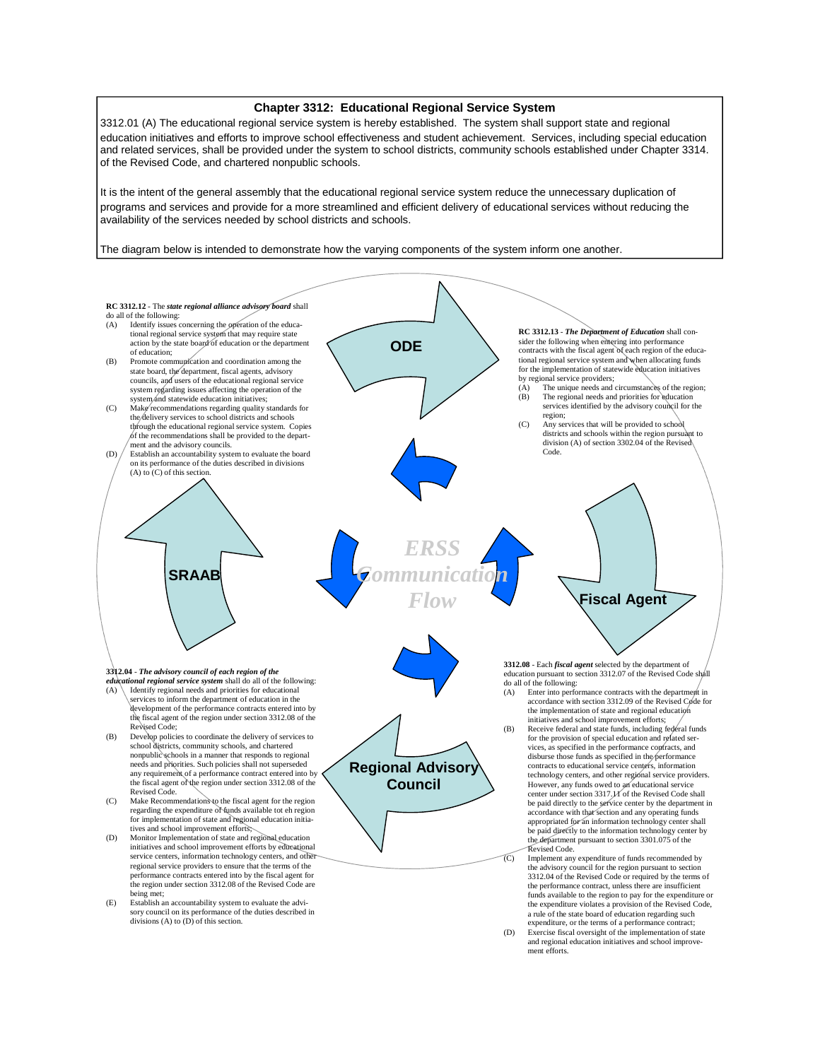## Chapter 3312: Educational Regional Service System

3312.01 (A) The educational regional service system is hereby established. The system shall support state and regional education initiatives and efforts to improve school effectiveness and student achievement. Services, including special education and related services, shall be provided under the system to school districts, community schools established under Chapter 3314. of the Revised Code, and chartered nonpublic schools.

It is the intent of the general assembly that the educational regional service system reduce the unnecessary duplication of programs and services and provide for a more streamlined and efficient delivery of educational services without reducing the availability of the services needed by school districts and schools.

The diagram below is intended to demonstrate how the varying components of the system inform one another.

**RC 3312.12** - The ***state regional alliance advisory board*** shall do all of the following:

- (A) Identify issues concerning the operation of the educational regional service system that may require state action by the state board of education or the department of education;
- (B) Promote communication and coordination among the state board, the department, fiscal agents, advisory councils, and users of the educational regional service system regarding issues affecting the operation of the system and statewide education initiatives;
- (C) Make recommendations regarding quality standards for the delivery services to school districts and schools through the educational regional service system. Copies of the recommendations shall be provided to the department and the advisory councils.
- (D) Establish an accountability system to evaluate the board on its performance of the duties described in divisions (A) to (C) of this section.

ODE

**RC 3312.13** - ***The Department of Education*** shall consider the following when entering into performance contracts with the fiscal agent of each region of the educational regional service system and when allocating funds for the implementation of statewide education initiatives by regional service providers;

- (A) The unique needs and circumstances of the region;
- (B) The regional needs and priorities for education services identified by the advisory council for the region;
- (C) Any services that will be provided to school districts and schools within the region pursuant to division (A) of section 3302.04 of the Revised Code.

SRAAB

ERSS Communication Flow

Fiscal Agent

Regional Advisory Council

**3312.04** - ***The advisory council of each region of the educational regional service system*** shall do all of the following:

- (A) Identify regional needs and priorities for educational services to inform the department of education in the development of the performance contracts entered into by the fiscal agent of the region under section 3312.08 of the Revised Code;
- (B) Develop policies to coordinate the delivery of services to school districts, community schools, and chartered nonpublic schools in a manner that responds to regional needs and priorities. Such policies shall not superseded any requirement of a performance contract entered into by the fiscal agent of the region under section 3312.08 of the Revised Code.
- (C) Make Recommendations to the fiscal agent for the region regarding the expenditure of funds available tot eh region for implementation of state and regional education initiatives and school improvement efforts;
- (D) Monitor Implementation of state and regional education initiatives and school improvement efforts by educational service centers, information technology centers, and other regional service providers to ensure that the terms of the performance contracts entered into by the fiscal agent for the region under section 3312.08 of the Revised Code are being met;
- (E) Establish an accountability system to evaluate the advisory council on its performance of the duties described in divisions (A) to (D) of this section.

**3312.08** - Each ***fiscal agent*** selected by the department of education pursuant to section 3312.07 of the Revised Code shall do all of the following:

- (A) Enter into performance contracts with the department in accordance with section 3312.09 of the Revised Code for the implementation of state and regional education initiatives and school improvement efforts;
- (B) Receive federal and state funds, including federal funds for the provision of special education and related services, as specified in the performance contracts, and disburse those funds as specified in the performance contracts to educational service centers, information technology centers, and other regional service providers. However, any funds owed to an educational service center under section 3317.11 of the Revised Code shall be paid directly to the service center by the department in accordance with that section and any operating funds appropriated for an information technology center shall be paid directly to the information technology center by the department pursuant to section 3301.075 of the Revised Code.
- (C) Implement any expenditure of funds recommended by the advisory council for the region pursuant to section 3312.04 of the Revised Code or required by the terms of the performance contract, unless there are insufficient funds available to the region to pay for the expenditure or the expenditure violates a provision of the Revised Code, a rule of the state board of education regarding such expenditure, or the terms of a performance contract;
- (D) Exercise fiscal oversight of the implementation of state and regional education initiatives and school improvement efforts.